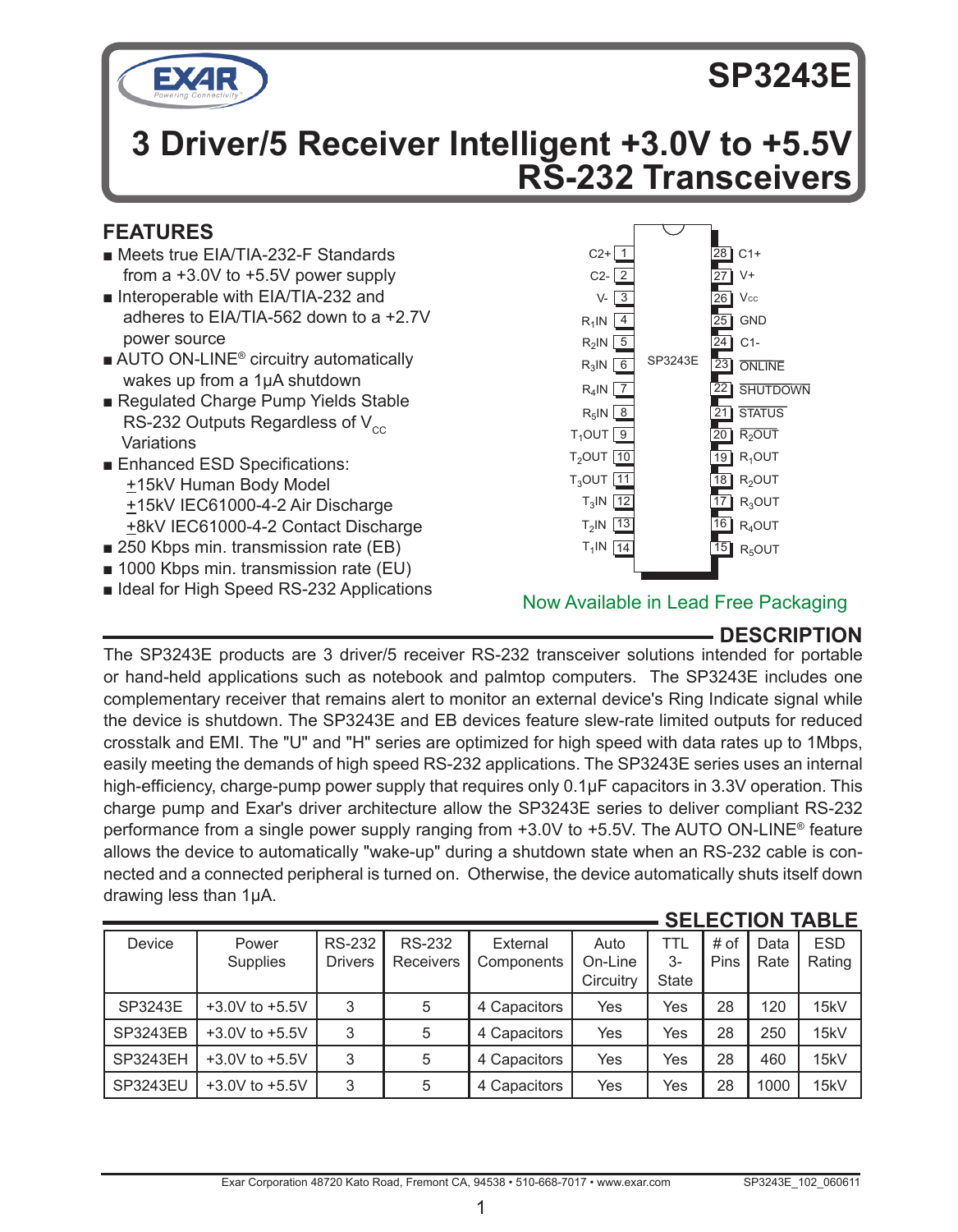# SP3243E

## 3 Driver/5 Receiver Intelligent +3.0V to +5.5V RS-232 Transceivers

### FEATURES

- Meets true EIA/TIA-232-F Standards from a +3.0V to +5.5V power supply
- Interoperable with EIA/TIA-232 and adheres to EIA/TIA-562 down to a +2.7V power source
- AUTO ON-LINE® circuitry automatically wakes up from a 1µA shutdown
- Regulated Charge Pump Yields Stable RS-232 Outputs Regardless of $V_{CC}$ Variations
- Enhanced ESD Specifications:
  - ±15kV Human Body Model
  - ±15kV IEC61000-4-2 Air Discharge
  - ±8kV IEC61000-4-2 Contact Discharge
- 250 Kbps min. transmission rate (EB)
- 1000 Kbps min. transmission rate (EU)
- Ideal for High Speed RS-232 Applications

SP3243E pinout:

| Pin | Name | Pin | Name |
|---|---|---|---|
| 1 | C2+ | 28 | C1+ |
| 2 | C2- | 27 | V+ |
| 3 | V- | 26 | Vcc |
| 4 | $R_1$IN | 25 | GND |
| 5 | $R_2$IN | 24 | C1- |
| 6 | $R_3$IN | 23 | $\overline{\text{ONLINE}}$ |
| 7 | $R_4$IN | 22 | $\overline{\text{SHUTDOWN}}$ |
| 8 | $R_5$IN | 21 | $\overline{\text{STATUS}}$ |
| 9 | $T_1$OUT | 20 | $\overline{R_2\text{OUT}}$ |
| 10 | $T_2$OUT | 19 | $R_1$OUT |
| 11 | $T_3$OUT | 18 | $R_2$OUT |
| 12 | $T_3$IN | 17 | $R_3$OUT |
| 13 | $T_2$IN | 16 | $R_4$OUT |
| 14 | $T_1$IN | 15 | $R_5$OUT |

Now Available in Lead Free Packaging

### DESCRIPTION

The SP3243E products are 3 driver/5 receiver RS-232 transceiver solutions intended for portable or hand-held applications such as notebook and palmtop computers. The SP3243E includes one complementary receiver that remains alert to monitor an external device's Ring Indicate signal while the device is shutdown. The SP3243E and EB devices feature slew-rate limited outputs for reduced crosstalk and EMI. The "U" and "H" series are optimized for high speed with data rates up to 1Mbps, easily meeting the demands of high speed RS-232 applications. The SP3243E series uses an internal high-efficiency, charge-pump power supply that requires only 0.1µF capacitors in 3.3V operation. This charge pump and Exar's driver architecture allow the SP3243E series to deliver compliant RS-232 performance from a single power supply ranging from +3.0V to +5.5V. The AUTO ON-LINE® feature allows the device to automatically "wake-up" during a shutdown state when an RS-232 cable is connected and a connected peripheral is turned on. Otherwise, the device automatically shuts itself down drawing less than 1µA.

### SELECTION TABLE

| Device | Power Supplies | RS-232 Drivers | RS-232 Receivers | External Components | Auto On-Line Circuitry | TTL 3-State | # of Pins | Data Rate | ESD Rating |
|---|---|---|---|---|---|---|---|---|---|
| SP3243E | +3.0V to +5.5V | 3 | 5 | 4 Capacitors | Yes | Yes | 28 | 120 | 15kV |
| SP3243EB | +3.0V to +5.5V | 3 | 5 | 4 Capacitors | Yes | Yes | 28 | 250 | 15kV |
| SP3243EH | +3.0V to +5.5V | 3 | 5 | 4 Capacitors | Yes | Yes | 28 | 460 | 15kV |
| SP3243EU | +3.0V to +5.5V | 3 | 5 | 4 Capacitors | Yes | Yes | 28 | 1000 | 15kV |

Exar Corporation 48720 Kato Road, Fremont CA, 94538 • 510-668-7017 • www.exar.com SP3243E_102_060611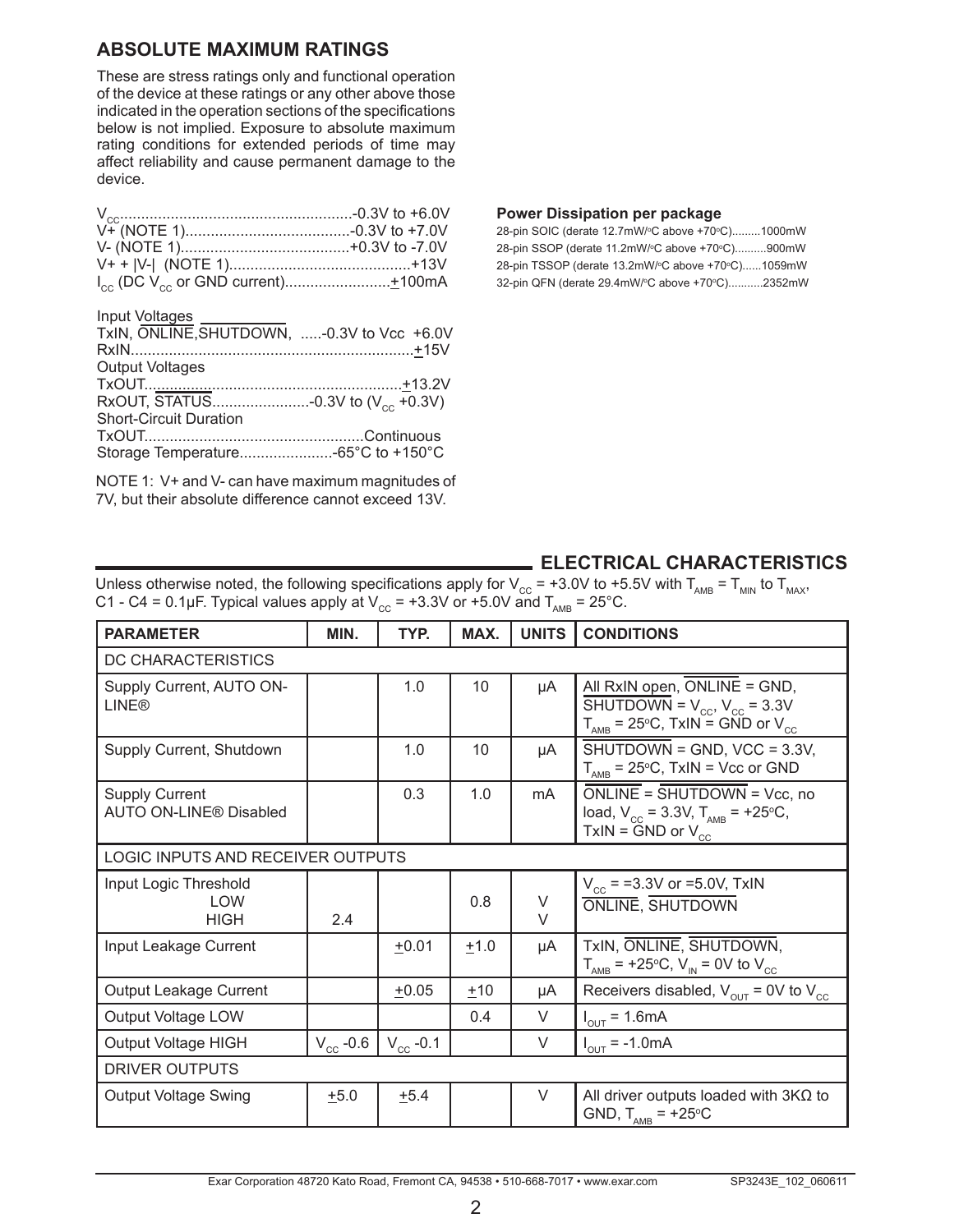## ABSOLUTE MAXIMUM RATINGS

These are stress ratings only and functional operation of the device at these ratings or any other above those indicated in the operation sections of the specifications below is not implied. Exposure to absolute maximum rating conditions for extended periods of time may affect reliability and cause permanent damage to the device.

$V_{CC}$........................................................-0.3V to +6.0V
V+ (NOTE 1).......................................-0.3V to +7.0V
V- (NOTE 1)........................................+0.3V to -7.0V
V+ + |V-| (NOTE 1)..........................................+13V
$I_{CC}$ (DC $V_{CC}$ or GND current).........................±100mA

Input Voltages
TxIN, $\overline{\text{ONLINE}}$, $\overline{\text{SHUTDOWN}}$, .....-0.3V to Vcc +6.0V
RxIN...................................................................±15V
Output Voltages
TxOUT.............................................................±13.2V
RxOUT, $\overline{\text{STATUS}}$.......................-0.3V to ($V_{CC}$ +0.3V)
Short-Circuit Duration
TxOUT...................................................Continuous
Storage Temperature......................-65°C to +150°C

NOTE 1: V+ and V- can have maximum magnitudes of 7V, but their absolute difference cannot exceed 13V.

**Power Dissipation per package**

28-pin SOIC (derate 12.7mW/°C above +70°C).........1000mW
28-pin SSOP (derate 11.2mW/°C above +70°C)..........900mW
28-pin TSSOP (derate 13.2mW/°C above +70°C)......1059mW
32-pin QFN (derate 29.4mW/°C above +70°C)...........2352mW

## ELECTRICAL CHARACTERISTICS

Unless otherwise noted, the following specifications apply for $V_{CC}$ = +3.0V to +5.5V with $T_{AMB}$ = $T_{MIN}$ to $T_{MAX}$, C1 - C4 = 0.1µF. Typical values apply at $V_{CC}$ = +3.3V or +5.0V and $T_{AMB}$ = 25°C.

| PARAMETER | MIN. | TYP. | MAX. | UNITS | CONDITIONS |
|---|---|---|---|---|---|
| DC CHARACTERISTICS | | | | | |
| Supply Current, AUTO ON-LINE® | | 1.0 | 10 | µA | All RxIN open, $\overline{\text{ONLINE}}$ = GND, $\overline{\text{SHUTDOWN}}$ = $V_{CC}$, $V_{CC}$ = 3.3V $T_{AMB}$ = 25°C, TxIN = GND or $V_{CC}$ |
| Supply Current, Shutdown | | 1.0 | 10 | µA | $\overline{\text{SHUTDOWN}}$ = GND, VCC = 3.3V, $T_{AMB}$ = 25°C, TxIN = Vcc or GND |
| Supply Current AUTO ON-LINE® Disabled | | 0.3 | 1.0 | mA | $\overline{\text{ONLINE}}$ = $\overline{\text{SHUTDOWN}}$ = Vcc, no load, $V_{CC}$ = 3.3V, $T_{AMB}$ = +25°C, TxIN = GND or $V_{CC}$ |
| LOGIC INPUTS AND RECEIVER OUTPUTS | | | | | |
| Input Logic Threshold LOW<br>HIGH | <br>2.4 | | 0.8 | V<br>V | $V_{CC}$ = =3.3V or =5.0V, TxIN $\overline{\text{ONLINE}}$, $\overline{\text{SHUTDOWN}}$ |
| Input Leakage Current | | ±0.01 | ±1.0 | µA | TxIN, $\overline{\text{ONLINE}}$, $\overline{\text{SHUTDOWN}}$, $T_{AMB}$ = +25°C, $V_{IN}$ = 0V to $V_{CC}$ |
| Output Leakage Current | | ±0.05 | ±10 | µA | Receivers disabled, $V_{OUT}$ = 0V to $V_{CC}$ |
| Output Voltage LOW | | | 0.4 | V | $I_{OUT}$ = 1.6mA |
| Output Voltage HIGH | $V_{CC}$ -0.6 | $V_{CC}$ -0.1 | | V | $I_{OUT}$ = -1.0mA |
| DRIVER OUTPUTS | | | | | |
| Output Voltage Swing | ±5.0 | ±5.4 | | V | All driver outputs loaded with 3KΩ to GND, $T_{AMB}$ = +25°C |

Exar Corporation 48720 Kato Road, Fremont CA, 94538 • 510-668-7017 • www.exar.com SP3243E_102_060611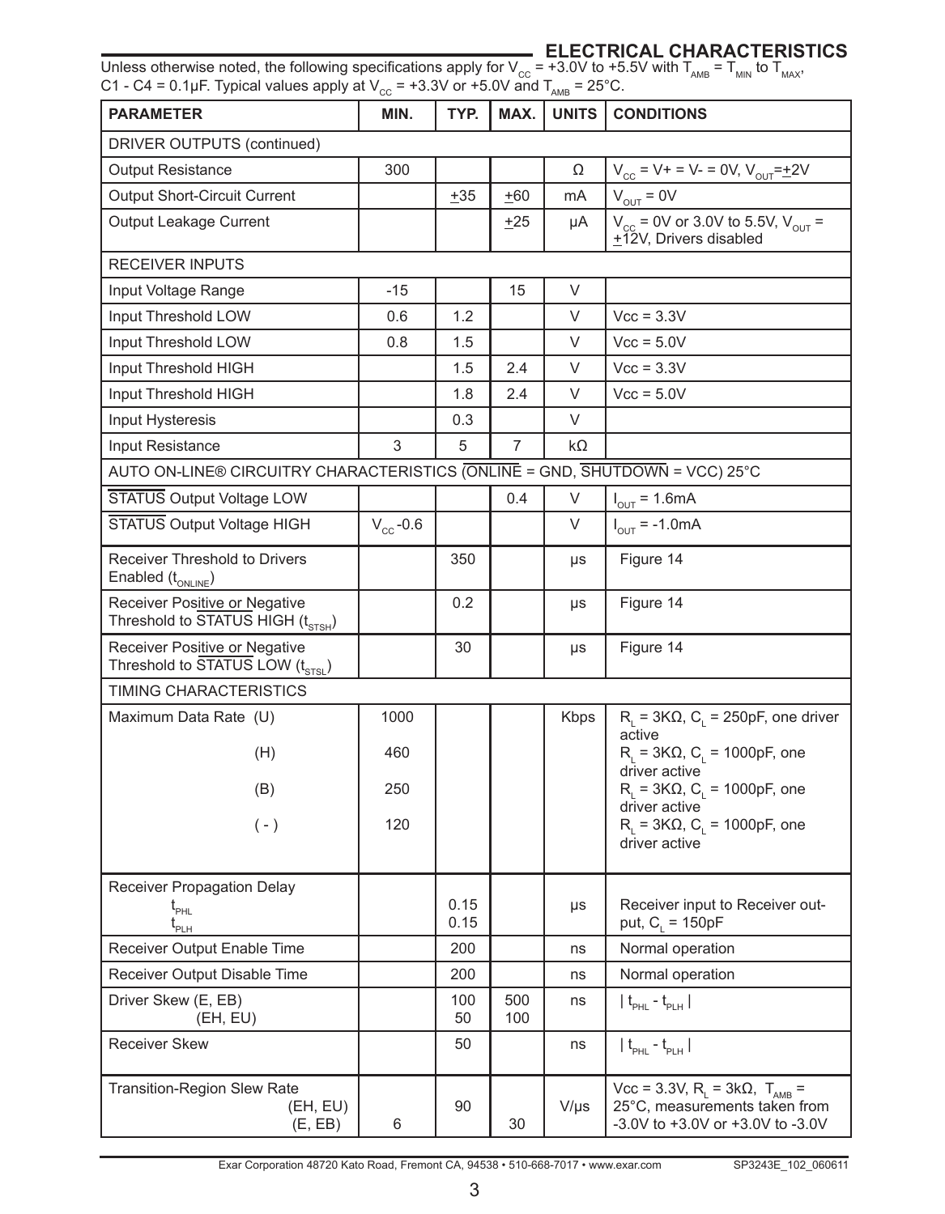## ELECTRICAL CHARACTERISTICS

Unless otherwise noted, the following specifications apply for $V_{CC}$ = +3.0V to +5.5V with $T_{AMB}$ = $T_{MIN}$ to $T_{MAX}$, C1 - C4 = 0.1µF. Typical values apply at $V_{CC}$ = +3.3V or +5.0V and $T_{AMB}$ = 25°C.

| PARAMETER | MIN. | TYP. | MAX. | UNITS | CONDITIONS |
|---|---|---|---|---|---|
| DRIVER OUTPUTS (continued) | | | | | |
| Output Resistance | 300 | | | Ω | $V_{CC}$ = V+ = V- = 0V, $V_{OUT}$=±2V |
| Output Short-Circuit Current | | ±35 | ±60 | mA | $V_{OUT}$ = 0V |
| Output Leakage Current | | | ±25 | µA | $V_{CC}$ = 0V or 3.0V to 5.5V, $V_{OUT}$ = ±12V, Drivers disabled |
| RECEIVER INPUTS | | | | | |
| Input Voltage Range | -15 | | 15 | V | |
| Input Threshold LOW | 0.6 | 1.2 | | V | Vcc = 3.3V |
| Input Threshold LOW | 0.8 | 1.5 | | V | Vcc = 5.0V |
| Input Threshold HIGH | | 1.5 | 2.4 | V | Vcc = 3.3V |
| Input Threshold HIGH | | 1.8 | 2.4 | V | Vcc = 5.0V |
| Input Hysteresis | | 0.3 | | V | |
| Input Resistance | 3 | 5 | 7 | kΩ | |
| AUTO ON-LINE® CIRCUITRY CHARACTERISTICS ($\overline{\text{ONLINE}}$ = GND, $\overline{\text{SHUTDOWN}}$ = VCC) 25°C | | | | | |
| $\overline{\text{STATUS}}$ Output Voltage LOW | | | 0.4 | V | $I_{OUT}$ = 1.6mA |
| $\overline{\text{STATUS}}$ Output Voltage HIGH | $V_{CC}$-0.6 | | | V | $I_{OUT}$ = -1.0mA |
| Receiver Threshold to Drivers Enabled ($t_{ONLINE}$) | | 350 | | µs | Figure 14 |
| Receiver Positive or Negative Threshold to $\overline{\text{STATUS}}$ HIGH ($t_{STSH}$) | | 0.2 | | µs | Figure 14 |
| Receiver Positive or Negative Threshold to $\overline{\text{STATUS}}$ LOW ($t_{STSL}$) | | 30 | | µs | Figure 14 |
| TIMING CHARACTERISTICS | | | | | |
| Maximum Data Rate (U) | 1000 | | | Kbps | $R_L$ = 3KΩ, $C_L$ = 250pF, one driver active |
| (H) | 460 | | | | $R_L$ = 3KΩ, $C_L$ = 1000pF, one driver active |
| (B) | 250 | | | | $R_L$ = 3KΩ, $C_L$ = 1000pF, one driver active |
| ( - ) | 120 | | | | $R_L$ = 3KΩ, $C_L$ = 1000pF, one driver active |
| Receiver Propagation Delay $t_{PHL}$ / $t_{PLH}$ | | 0.15 / 0.15 | | µs | Receiver input to Receiver output, $C_L$ = 150pF |
| Receiver Output Enable Time | | 200 | | ns | Normal operation |
| Receiver Output Disable Time | | 200 | | ns | Normal operation |
| Driver Skew (E, EB) / (EH, EU) | | 100 / 50 | 500 / 100 | ns | $\| t_{PHL} - t_{PLH} \|$ |
| Receiver Skew | | 50 | | ns | $\| t_{PHL} - t_{PLH} \|$ |
| Transition-Region Slew Rate (EH, EU) / (E, EB) | 6 | 90 | 30 | V/µs | Vcc = 3.3V, $R_L$ = 3kΩ, $T_{AMB}$ = 25°C, measurements taken from -3.0V to +3.0V or +3.0V to -3.0V |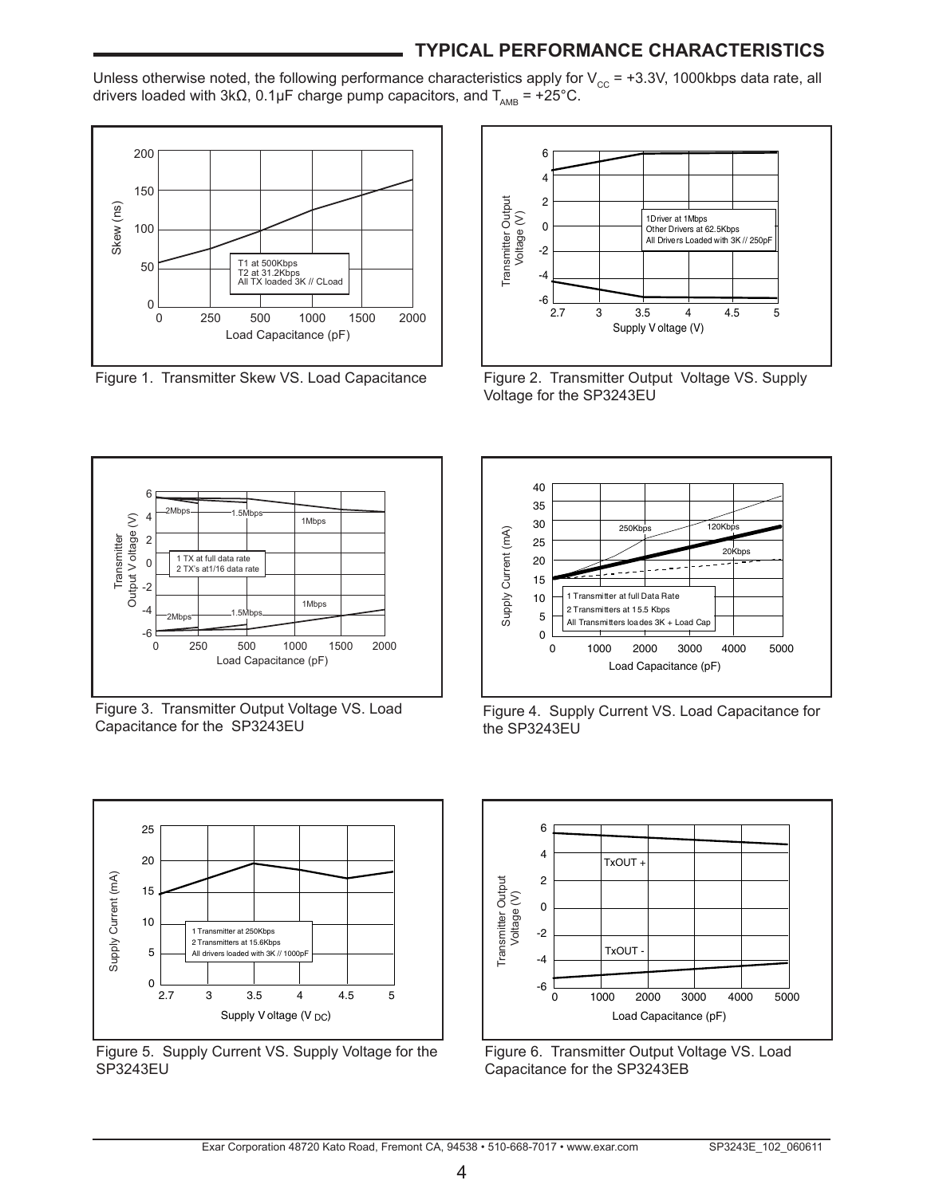## TYPICAL PERFORMANCE CHARACTERISTICS

Unless otherwise noted, the following performance characteristics apply for $V_{CC}$ = +3.3V, 1000kbps data rate, all drivers loaded with 3kΩ, 0.1µF charge pump capacitors, and $T_{AMB}$ = +25°C.

Figure 1. Transmitter Skew VS. Load Capacitance

Figure 2. Transmitter Output Voltage VS. Supply Voltage for the SP3243EU

Figure 3. Transmitter Output Voltage VS. Load Capacitance for the SP3243EU

Figure 4. Supply Current VS. Load Capacitance for the SP3243EU

Figure 5. Supply Current VS. Supply Voltage for the SP3243EU

Figure 6. Transmitter Output Voltage VS. Load Capacitance for the SP3243EB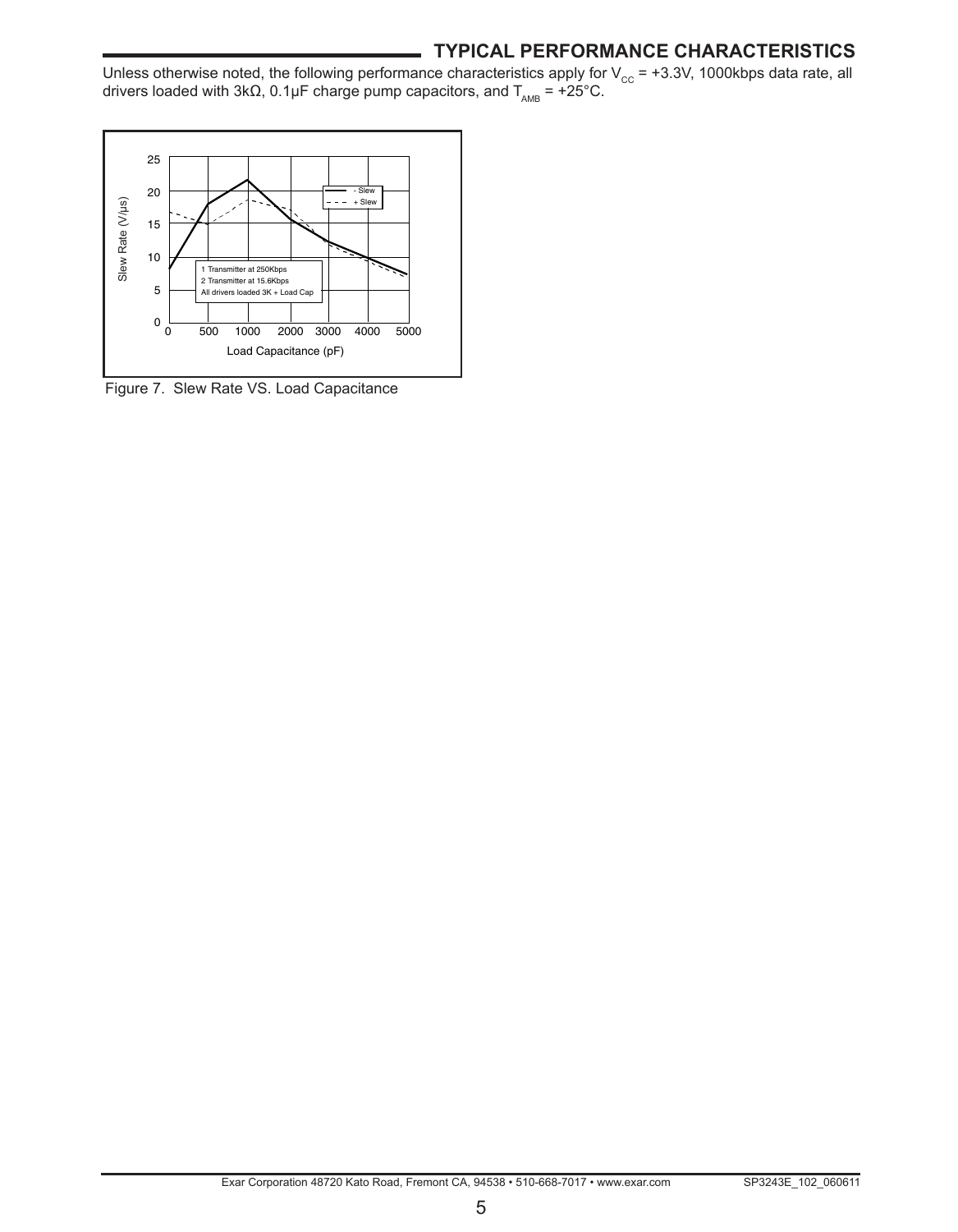## TYPICAL PERFORMANCE CHARACTERISTICS

Unless otherwise noted, the following performance characteristics apply for $V_{CC}$ = +3.3V, 1000kbps data rate, all drivers loaded with 3kΩ, 0.1μF charge pump capacitors, and $T_{AMB}$ = +25°C.

Figure 7. Slew Rate VS. Load Capacitance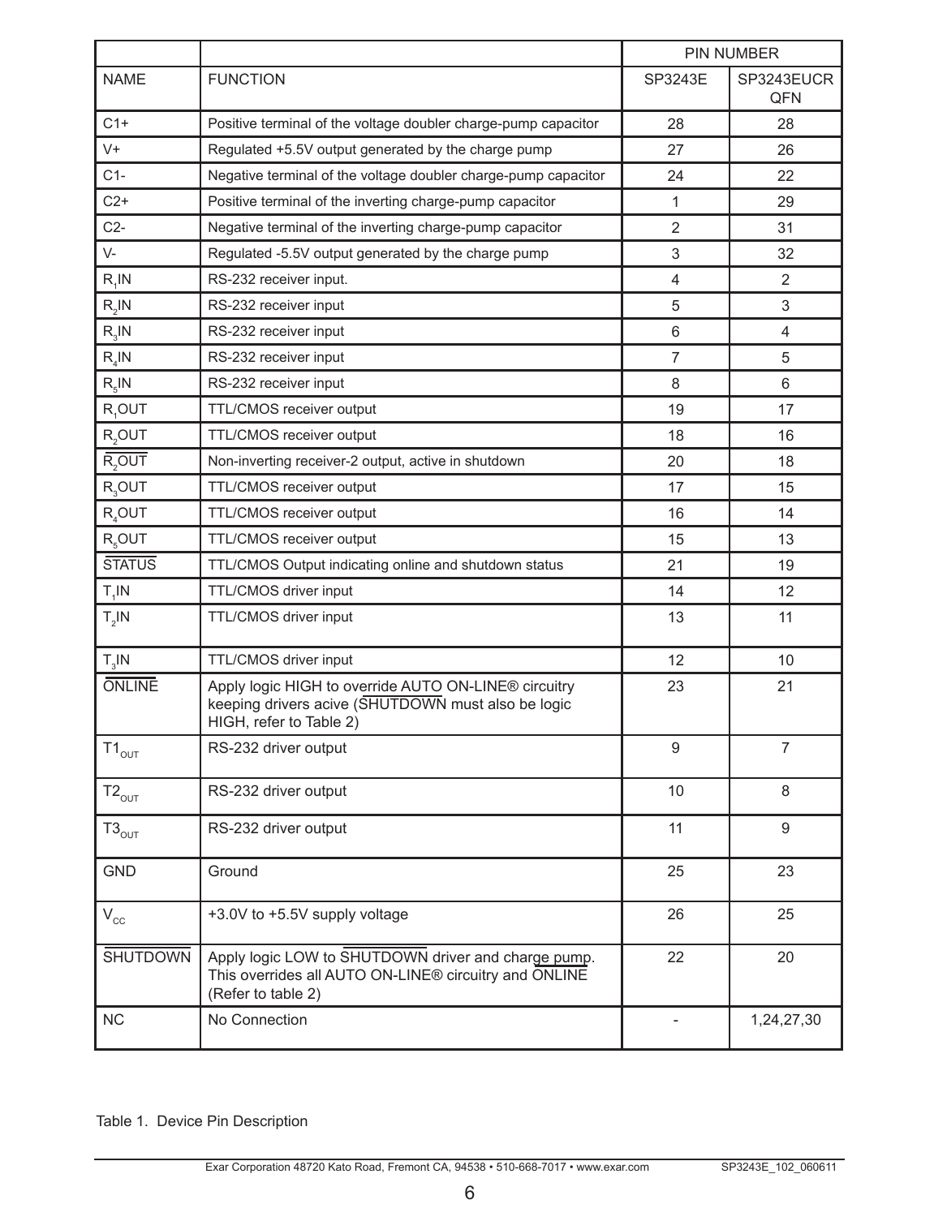| | | PIN NUMBER | |
|---|---|---|---|
| NAME | FUNCTION | SP3243E | SP3243EUCR QFN |
| C1+ | Positive terminal of the voltage doubler charge-pump capacitor | 28 | 28 |
| V+ | Regulated +5.5V output generated by the charge pump | 27 | 26 |
| C1- | Negative terminal of the voltage doubler charge-pump capacitor | 24 | 22 |
| C2+ | Positive terminal of the inverting charge-pump capacitor | 1 | 29 |
| C2- | Negative terminal of the inverting charge-pump capacitor | 2 | 31 |
| V- | Regulated -5.5V output generated by the charge pump | 3 | 32 |
| $R_1$IN | RS-232 receiver input. | 4 | 2 |
| $R_2$IN | RS-232 receiver input | 5 | 3 |
| $R_3$IN | RS-232 receiver input | 6 | 4 |
| $R_4$IN | RS-232 receiver input | 7 | 5 |
| $R_5$IN | RS-232 receiver input | 8 | 6 |
| $R_1$OUT | TTL/CMOS receiver output | 19 | 17 |
| $R_2$OUT | TTL/CMOS receiver output | 18 | 16 |
| $\overline{R_2OUT}$ | Non-inverting receiver-2 output, active in shutdown | 20 | 18 |
| $R_3$OUT | TTL/CMOS receiver output | 17 | 15 |
| $R_4$OUT | TTL/CMOS receiver output | 16 | 14 |
| $R_5$OUT | TTL/CMOS receiver output | 15 | 13 |
| $\overline{STATUS}$ | TTL/CMOS Output indicating online and shutdown status | 21 | 19 |
| $T_1$IN | TTL/CMOS driver input | 14 | 12 |
| $T_2$IN | TTL/CMOS driver input | 13 | 11 |
| $T_3$IN | TTL/CMOS driver input | 12 | 10 |
| $\overline{ONLINE}$ | Apply logic HIGH to override AUTO ON-LINE® circuitry keeping drivers acive ($\overline{SHUTDOWN}$ must also be logic HIGH, refer to Table 2) | 23 | 21 |
| $T1_{OUT}$ | RS-232 driver output | 9 | 7 |
| $T2_{OUT}$ | RS-232 driver output | 10 | 8 |
| $T3_{OUT}$ | RS-232 driver output | 11 | 9 |
| GND | Ground | 25 | 23 |
| $V_{CC}$ | +3.0V to +5.5V supply voltage | 26 | 25 |
| $\overline{SHUTDOWN}$ | Apply logic LOW to $\overline{SHUTDOWN}$ driver and charge pump. This overrides all AUTO ON-LINE® circuitry and $\overline{ONLINE}$ (Refer to table 2) | 22 | 20 |
| NC | No Connection | - | 1,24,27,30 |

Table 1. Device Pin Description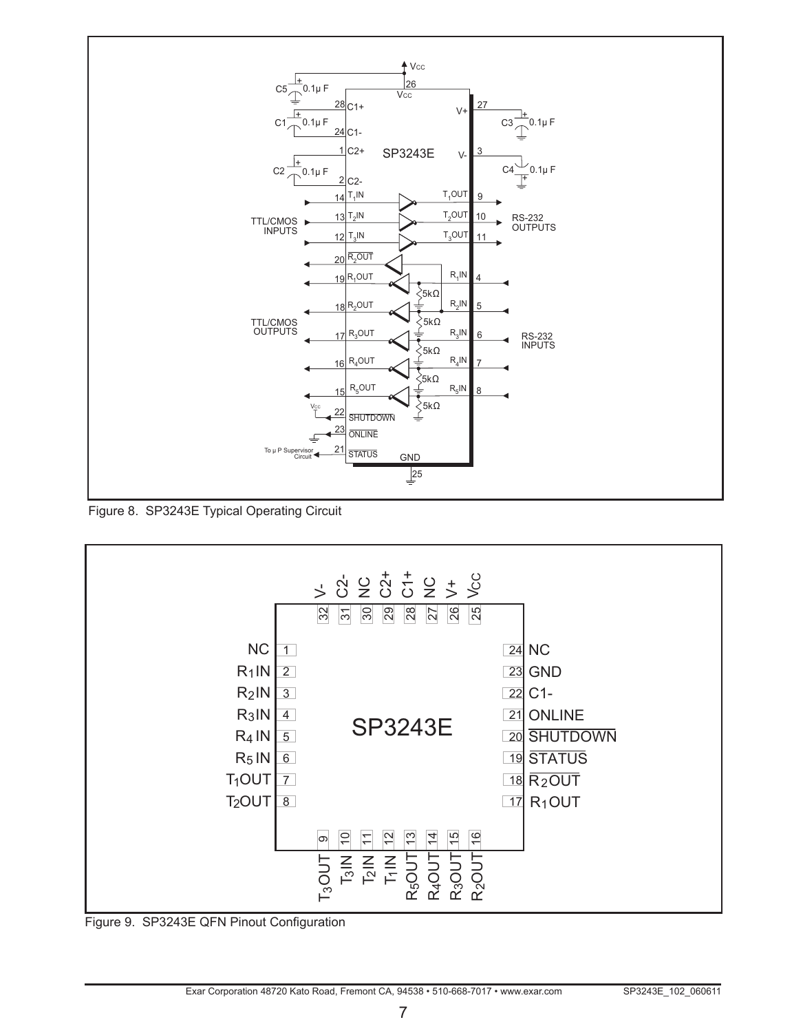Figure 8. SP3243E Typical Operating Circuit

Figure 9. SP3243E QFN Pinout Configuration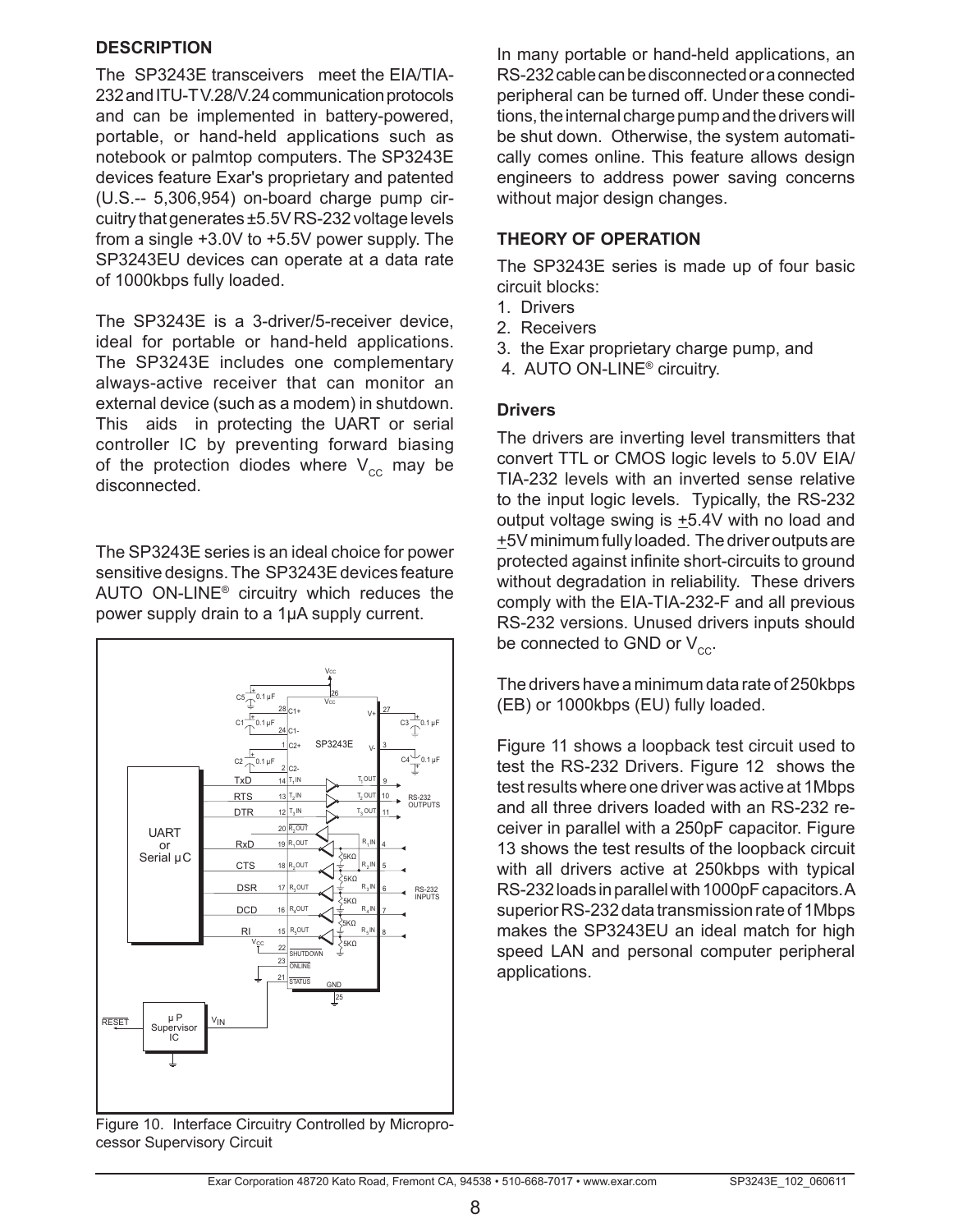## DESCRIPTION

The SP3243E transceivers meet the EIA/TIA-232 and ITU-T V.28/V.24 communication protocols and can be implemented in battery-powered, portable, or hand-held applications such as notebook or palmtop computers. The SP3243E devices feature Exar's proprietary and patented (U.S.-- 5,306,954) on-board charge pump circuitry that generates ±5.5V RS-232 voltage levels from a single +3.0V to +5.5V power supply. The SP3243EU devices can operate at a data rate of 1000kbps fully loaded.

The SP3243E is a 3-driver/5-receiver device, ideal for portable or hand-held applications. The SP3243E includes one complementary always-active receiver that can monitor an external device (such as a modem) in shutdown. This aids in protecting the UART or serial controller IC by preventing forward biasing of the protection diodes where $V_{CC}$ may be disconnected.

The SP3243E series is an ideal choice for power sensitive designs. The SP3243E devices feature AUTO ON-LINE® circuitry which reduces the power supply drain to a 1µA supply current.

Figure 10. Interface Circuitry Controlled by Microprocessor Supervisory Circuit

In many portable or hand-held applications, an RS-232 cable can be disconnected or a connected peripheral can be turned off. Under these conditions, the internal charge pump and the drivers will be shut down. Otherwise, the system automatically comes online. This feature allows design engineers to address power saving concerns without major design changes.

## THEORY OF OPERATION

The SP3243E series is made up of four basic circuit blocks:

1. Drivers
2. Receivers
3. the Exar proprietary charge pump, and
4. AUTO ON-LINE® circuitry.

### Drivers

The drivers are inverting level transmitters that convert TTL or CMOS logic levels to 5.0V EIA/TIA-232 levels with an inverted sense relative to the input logic levels. Typically, the RS-232 output voltage swing is ±5.4V with no load and ±5V minimum fully loaded. The driver outputs are protected against infinite short-circuits to ground without degradation in reliability. These drivers comply with the EIA-TIA-232-F and all previous RS-232 versions. Unused drivers inputs should be connected to GND or $V_{CC}$.

The drivers have a minimum data rate of 250kbps (EB) or 1000kbps (EU) fully loaded.

Figure 11 shows a loopback test circuit used to test the RS-232 Drivers. Figure 12 shows the test results where one driver was active at 1Mbps and all three drivers loaded with an RS-232 receiver in parallel with a 250pF capacitor. Figure 13 shows the test results of the loopback circuit with all drivers active at 250kbps with typical RS-232 loads in parallel with 1000pF capacitors. A superior RS-232 data transmission rate of 1Mbps makes the SP3243EU an ideal match for high speed LAN and personal computer peripheral applications.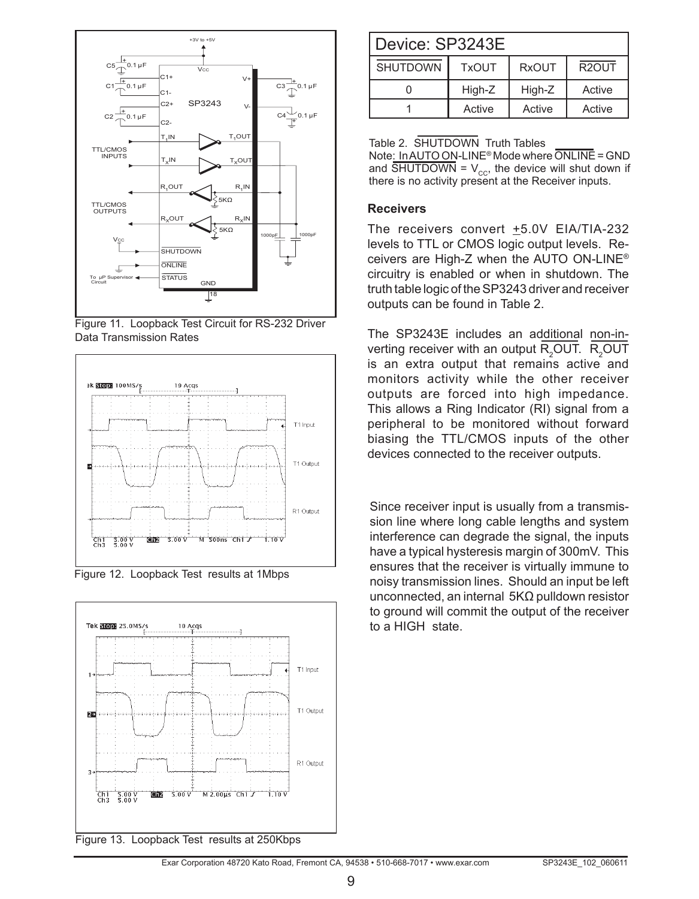Figure 11. Loopback Test Circuit for RS-232 Driver Data Transmission Rates

Figure 12. Loopback Test results at 1Mbps

Figure 13. Loopback Test results at 250Kbps

| Device: SP3243E | | | |
|---|---|---|---|
| $\overline{SHUTDOWN}$ | TxOUT | RxOUT | $\overline{R2OUT}$ |
| 0 | High-Z | High-Z | Active |
| 1 | Active | Active | Active |

Table 2. $\overline{SHUTDOWN}$ Truth Tables
Note: In AUTO ON-LINE® Mode where $\overline{ONLINE}$ = GND and $\overline{SHUTDOWN}$ = $V_{CC}$, the device will shut down if there is no activity present at the Receiver inputs.

**Receivers**

The receivers convert ±5.0V EIA/TIA-232 levels to TTL or CMOS logic output levels. Receivers are High-Z when the AUTO ON-LINE® circuitry is enabled or when in shutdown. The truth table logic of the SP3243 driver and receiver outputs can be found in Table 2.

The SP3243E includes an additional non-inverting receiver with an output $\overline{R_2OUT}$. $\overline{R_2OUT}$ is an extra output that remains active and monitors activity while the other receiver outputs are forced into high impedance. This allows a Ring Indicator (RI) signal from a peripheral to be monitored without forward biasing the TTL/CMOS inputs of the other devices connected to the receiver outputs.

Since receiver input is usually from a transmission line where long cable lengths and system interference can degrade the signal, the inputs have a typical hysteresis margin of 300mV. This ensures that the receiver is virtually immune to noisy transmission lines. Should an input be left unconnected, an internal 5KΩ pulldown resistor to ground will commit the output of the receiver to a HIGH state.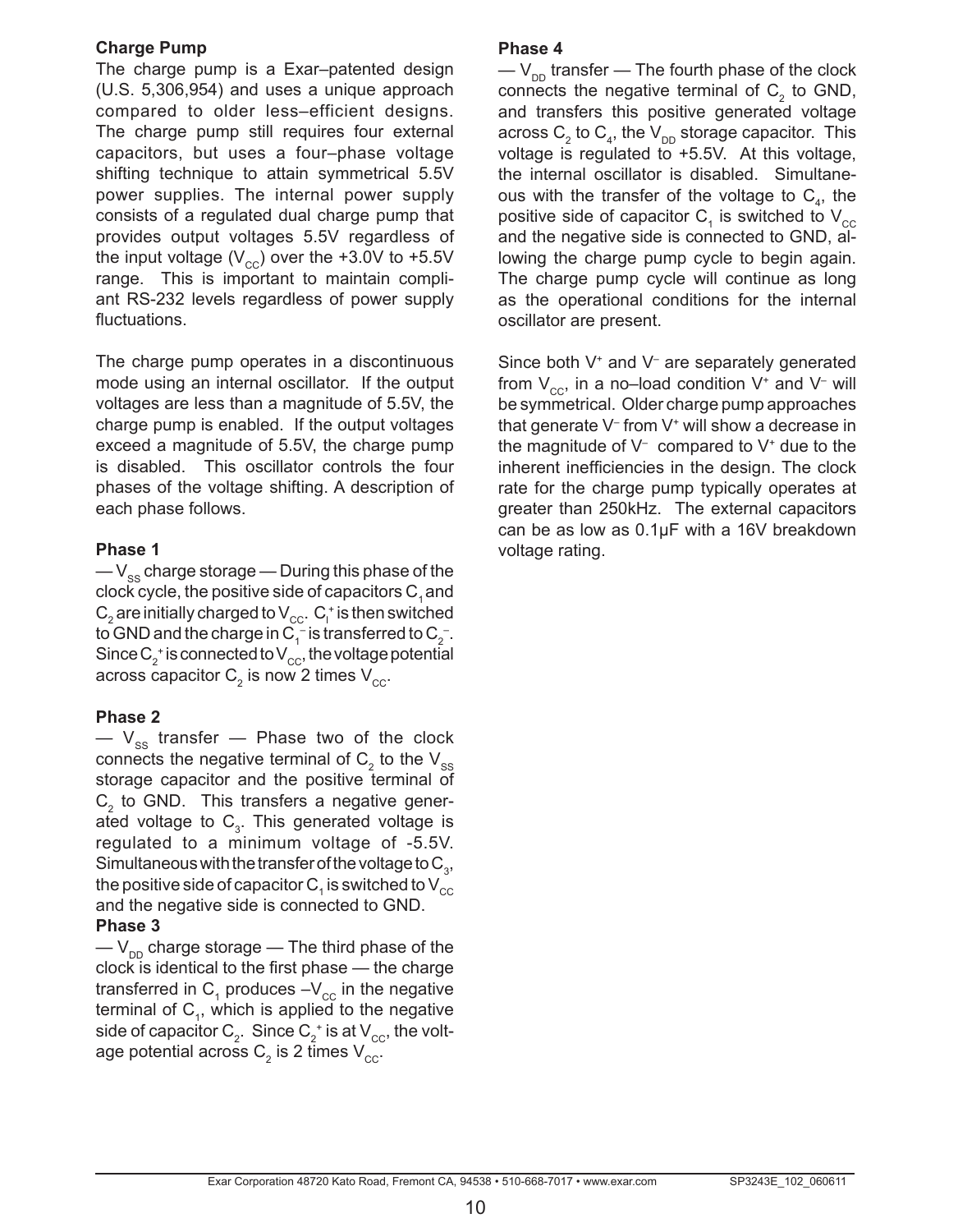### Charge Pump

The charge pump is a Exar–patented design (U.S. 5,306,954) and uses a unique approach compared to older less–efficient designs. The charge pump still requires four external capacitors, but uses a four–phase voltage shifting technique to attain symmetrical 5.5V power supplies. The internal power supply consists of a regulated dual charge pump that provides output voltages 5.5V regardless of the input voltage ($V_{CC}$) over the +3.0V to +5.5V range. This is important to maintain compliant RS-232 levels regardless of power supply fluctuations.

The charge pump operates in a discontinuous mode using an internal oscillator. If the output voltages are less than a magnitude of 5.5V, the charge pump is enabled. If the output voltages exceed a magnitude of 5.5V, the charge pump is disabled. This oscillator controls the four phases of the voltage shifting. A description of each phase follows.

### Phase 1

— $V_{SS}$ charge storage — During this phase of the clock cycle, the positive side of capacitors $C_1$ and $C_2$ are initially charged to $V_{CC}$. $C_l^+$ is then switched to GND and the charge in $C_1^-$ is transferred to $C_2^-$. Since $C_2^+$ is connected to $V_{CC}$, the voltage potential across capacitor $C_2$ is now 2 times $V_{CC}$.

### Phase 2

— $V_{SS}$ transfer — Phase two of the clock connects the negative terminal of $C_2$ to the $V_{SS}$ storage capacitor and the positive terminal of $C_2$ to GND. This transfers a negative generated voltage to $C_3$. This generated voltage is regulated to a minimum voltage of -5.5V. Simultaneous with the transfer of the voltage to $C_3$, the positive side of capacitor $C_1$ is switched to $V_{CC}$ and the negative side is connected to GND.

### Phase 3

— $V_{DD}$ charge storage — The third phase of the clock is identical to the first phase — the charge transferred in $C_1$ produces $-V_{CC}$ in the negative terminal of $C_1$, which is applied to the negative side of capacitor $C_2$. Since $C_2^+$ is at $V_{CC}$, the voltage potential across $C_2$ is 2 times $V_{CC}$.

### Phase 4

— $V_{DD}$ transfer — The fourth phase of the clock connects the negative terminal of $C_2$ to GND, and transfers this positive generated voltage across $C_2$ to $C_4$, the $V_{DD}$ storage capacitor. This voltage is regulated to +5.5V. At this voltage, the internal oscillator is disabled. Simultaneous with the transfer of the voltage to $C_4$, the positive side of capacitor $C_1$ is switched to $V_{CC}$ and the negative side is connected to GND, allowing the charge pump cycle to begin again. The charge pump cycle will continue as long as the operational conditions for the internal oscillator are present.

Since both $V^+$ and $V^-$ are separately generated from $V_{CC}$, in a no–load condition $V^+$ and $V^-$ will be symmetrical. Older charge pump approaches that generate $V^-$ from $V^+$ will show a decrease in the magnitude of $V^-$ compared to $V^+$ due to the inherent inefficiencies in the design. The clock rate for the charge pump typically operates at greater than 250kHz. The external capacitors can be as low as 0.1µF with a 16V breakdown voltage rating.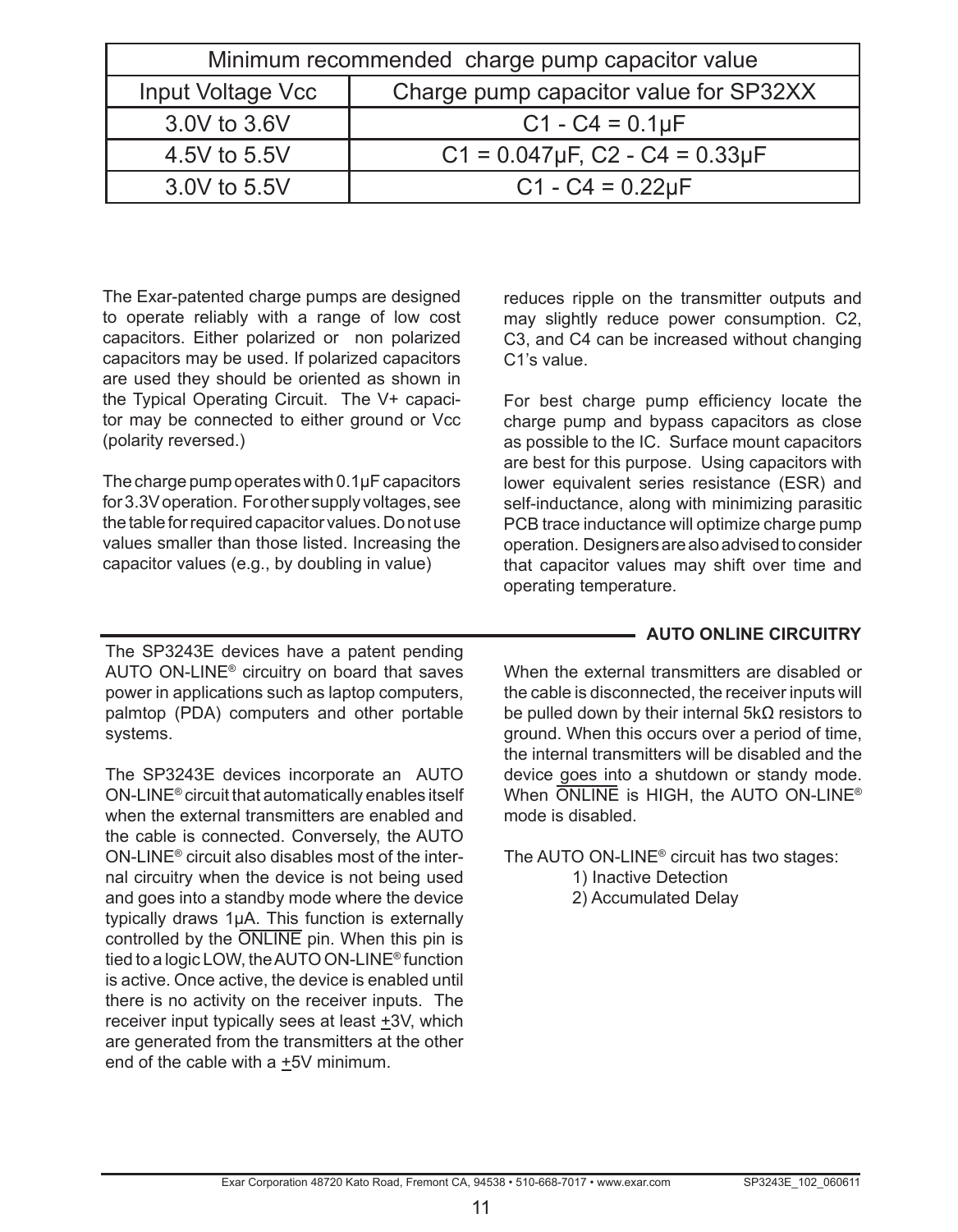| Minimum recommended charge pump capacitor value | |
|---|---|
| Input Voltage Vcc | Charge pump capacitor value for SP32XX |
| 3.0V to 3.6V | C1 - C4 = 0.1µF |
| 4.5V to 5.5V | C1 = 0.047µF, C2 - C4 = 0.33µF |
| 3.0V to 5.5V | C1 - C4 = 0.22µF |

The Exar-patented charge pumps are designed to operate reliably with a range of low cost capacitors. Either polarized or non polarized capacitors may be used. If polarized capacitors are used they should be oriented as shown in the Typical Operating Circuit. The V+ capacitor may be connected to either ground or Vcc (polarity reversed.)

The charge pump operates with 0.1µF capacitors for 3.3V operation. For other supply voltages, see the table for required capacitor values. Do not use values smaller than those listed. Increasing the capacitor values (e.g., by doubling in value) reduces ripple on the transmitter outputs and may slightly reduce power consumption. C2, C3, and C4 can be increased without changing C1's value.

For best charge pump efficiency locate the charge pump and bypass capacitors as close as possible to the IC. Surface mount capacitors are best for this purpose. Using capacitors with lower equivalent series resistance (ESR) and self-inductance, along with minimizing parasitic PCB trace inductance will optimize charge pump operation. Designers are also advised to consider that capacitor values may shift over time and operating temperature.

## AUTO ONLINE CIRCUITRY

The SP3243E devices have a patent pending AUTO ON-LINE® circuitry on board that saves power in applications such as laptop computers, palmtop (PDA) computers and other portable systems.

The SP3243E devices incorporate an AUTO ON-LINE® circuit that automatically enables itself when the external transmitters are enabled and the cable is connected. Conversely, the AUTO ON-LINE® circuit also disables most of the internal circuitry when the device is not being used and goes into a standby mode where the device typically draws 1µA. This function is externally controlled by the $\overline{\text{ONLINE}}$ pin. When this pin is tied to a logic LOW, the AUTO ON-LINE® function is active. Once active, the device is enabled until there is no activity on the receiver inputs. The receiver input typically sees at least ±3V, which are generated from the transmitters at the other end of the cable with a ±5V minimum.

When the external transmitters are disabled or the cable is disconnected, the receiver inputs will be pulled down by their internal 5kΩ resistors to ground. When this occurs over a period of time, the internal transmitters will be disabled and the device goes into a shutdown or standy mode. When $\overline{\text{ONLINE}}$ is HIGH, the AUTO ON-LINE® mode is disabled.

The AUTO ON-LINE® circuit has two stages:

1) Inactive Detection
2) Accumulated Delay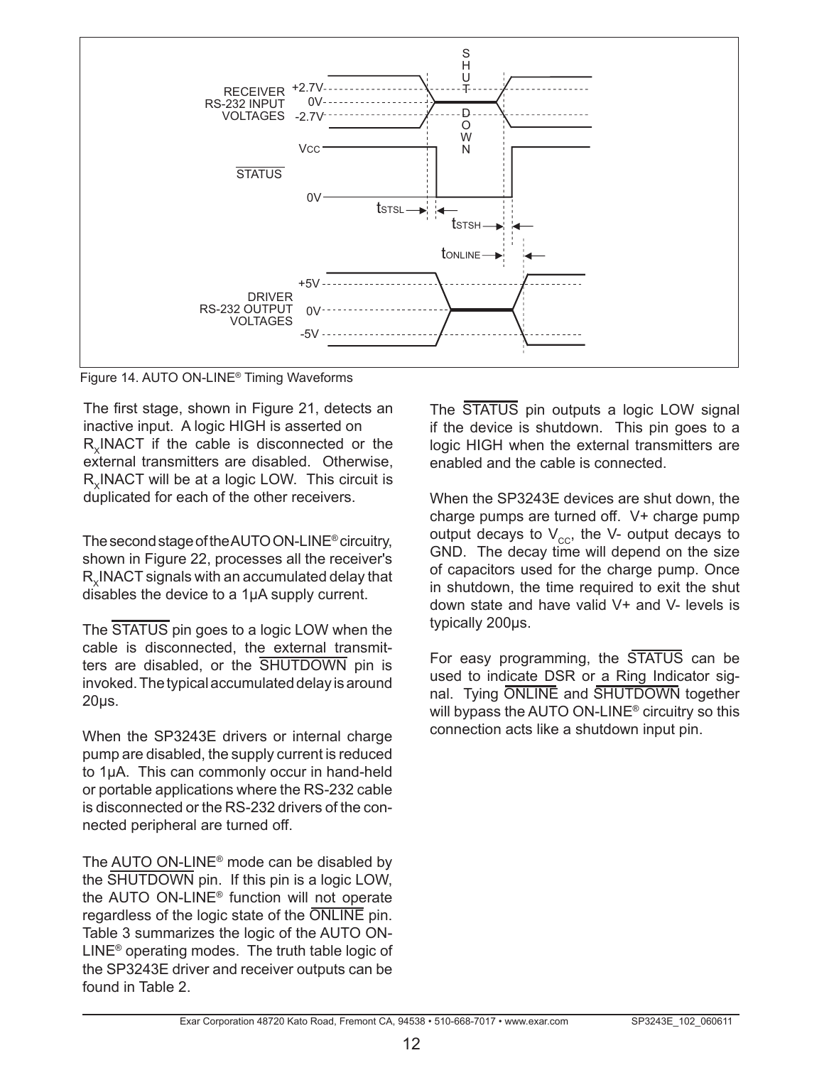Figure 14. AUTO ON-LINE® Timing Waveforms

The first stage, shown in Figure 21, detects an inactive input. A logic HIGH is asserted on $R_X$INACT if the cable is disconnected or the external transmitters are disabled. Otherwise, $R_X$INACT will be at a logic LOW. This circuit is duplicated for each of the other receivers.

The second stage of the AUTO ON-LINE® circuitry, shown in Figure 22, processes all the receiver's $R_X$INACT signals with an accumulated delay that disables the device to a 1µA supply current.

The $\overline{\text{STATUS}}$ pin goes to a logic LOW when the cable is disconnected, the external transmitters are disabled, or the $\overline{\text{SHUTDOWN}}$ pin is invoked. The typical accumulated delay is around 20µs.

When the SP3243E drivers or internal charge pump are disabled, the supply current is reduced to 1µA. This can commonly occur in hand-held or portable applications where the RS-232 cable is disconnected or the RS-232 drivers of the connected peripheral are turned off.

The AUTO ON-LINE® mode can be disabled by the $\overline{\text{SHUTDOWN}}$ pin. If this pin is a logic LOW, the AUTO ON-LINE® function will not operate regardless of the logic state of the $\overline{\text{ONLINE}}$ pin. Table 3 summarizes the logic of the AUTO ON-LINE® operating modes. The truth table logic of the SP3243E driver and receiver outputs can be found in Table 2.

The $\overline{\text{STATUS}}$ pin outputs a logic LOW signal if the device is shutdown. This pin goes to a logic HIGH when the external transmitters are enabled and the cable is connected.

When the SP3243E devices are shut down, the charge pumps are turned off. V+ charge pump output decays to $V_{CC}$, the V- output decays to GND. The decay time will depend on the size of capacitors used for the charge pump. Once in shutdown, the time required to exit the shut down state and have valid V+ and V- levels is typically 200µs.

For easy programming, the $\overline{\text{STATUS}}$ can be used to indicate DSR or a Ring Indicator signal. Tying $\overline{\text{ONLINE}}$ and $\overline{\text{SHUTDOWN}}$ together will bypass the AUTO ON-LINE® circuitry so this connection acts like a shutdown input pin.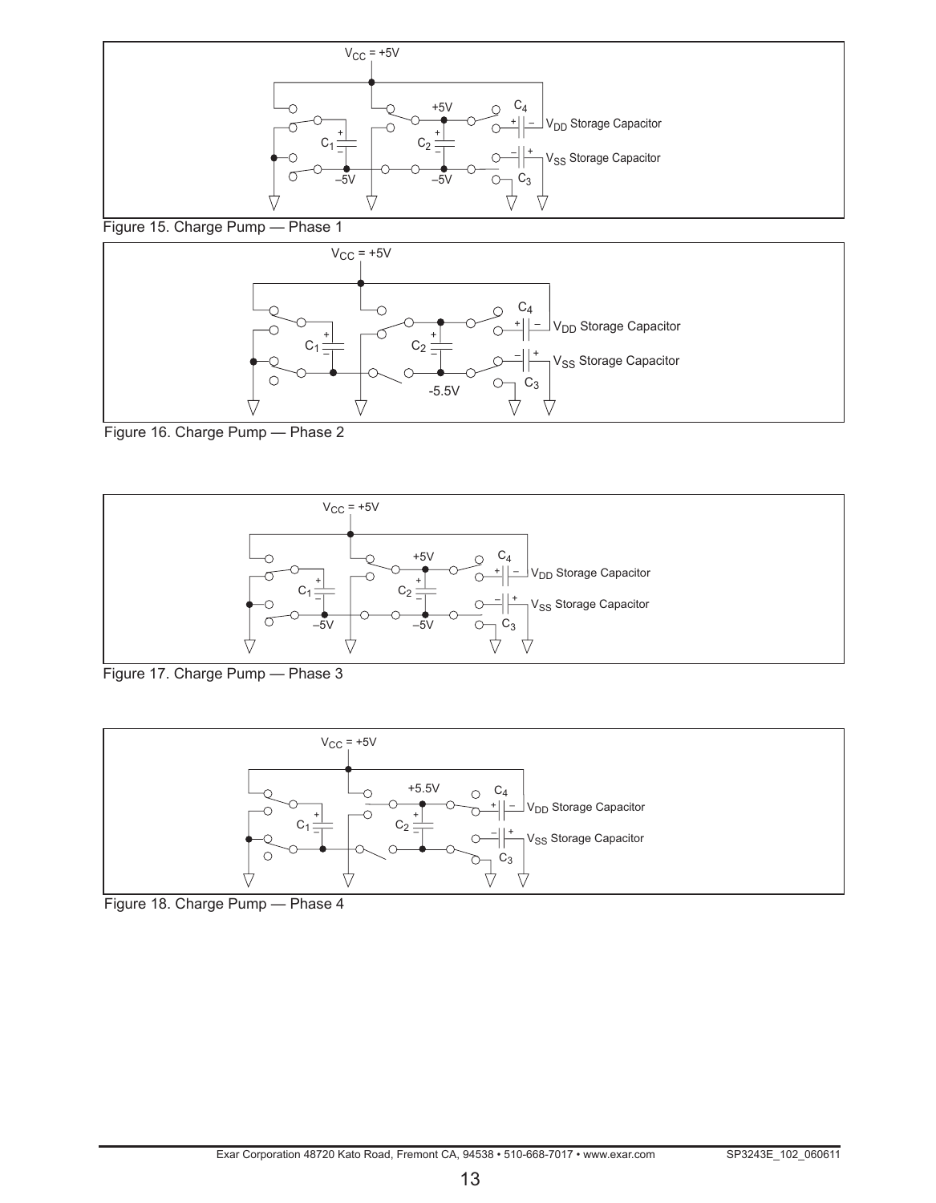Figure 15. Charge Pump — Phase 1

Figure 16. Charge Pump — Phase 2

Figure 17. Charge Pump — Phase 3

Figure 18. Charge Pump — Phase 4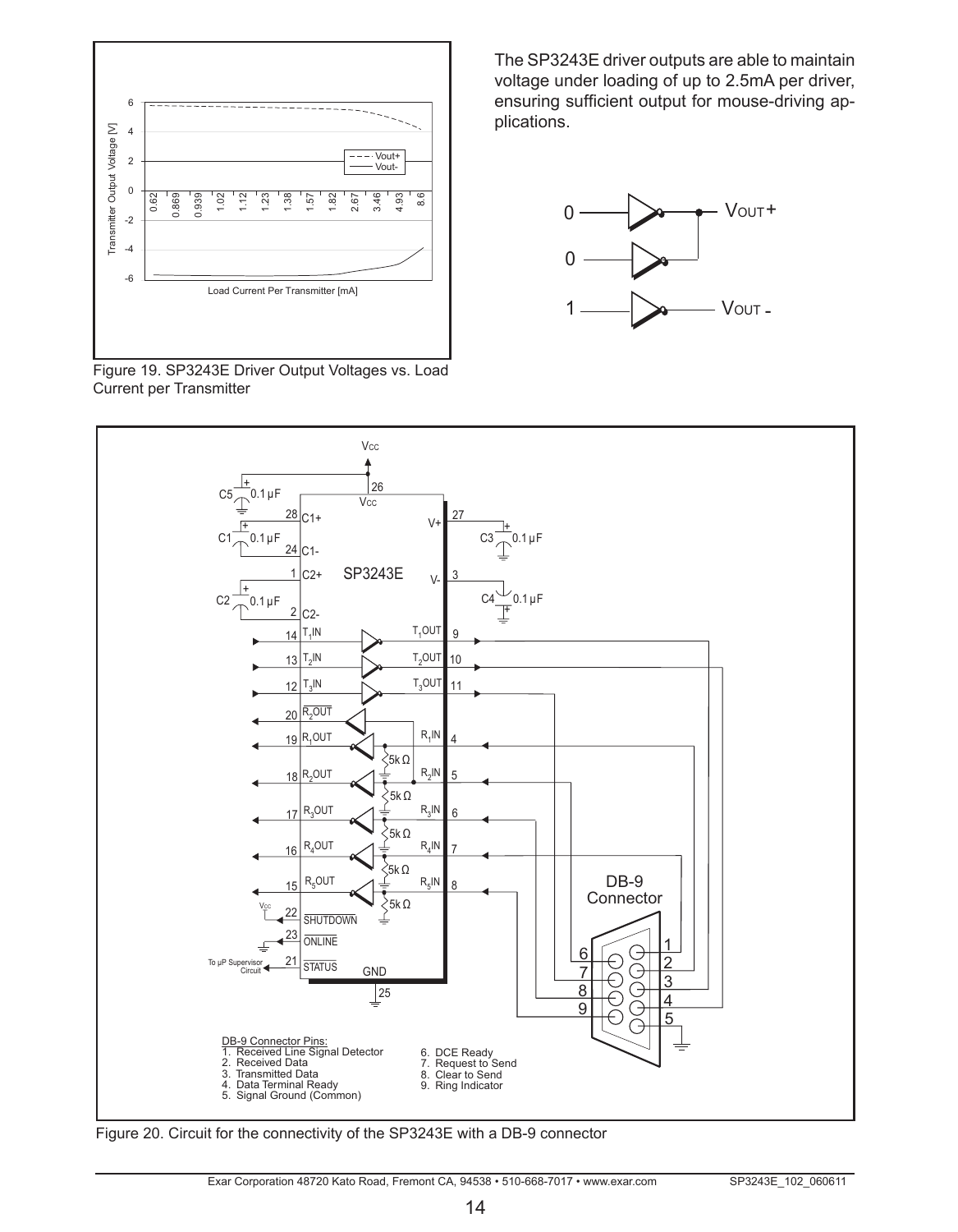The SP3243E driver outputs are able to maintain voltage under loading of up to 2.5mA per driver, ensuring sufficient output for mouse-driving applications.

Figure 19. SP3243E Driver Output Voltages vs. Load Current per Transmitter

Figure 20. Circuit for the connectivity of the SP3243E with a DB-9 connector

DB-9 Connector Pins:
1. Received Line Signal Detector
2. Received Data
3. Transmitted Data
4. Data Terminal Ready
5. Signal Ground (Common)
6. DCE Ready
7. Request to Send
8. Clear to Send
9. Ring Indicator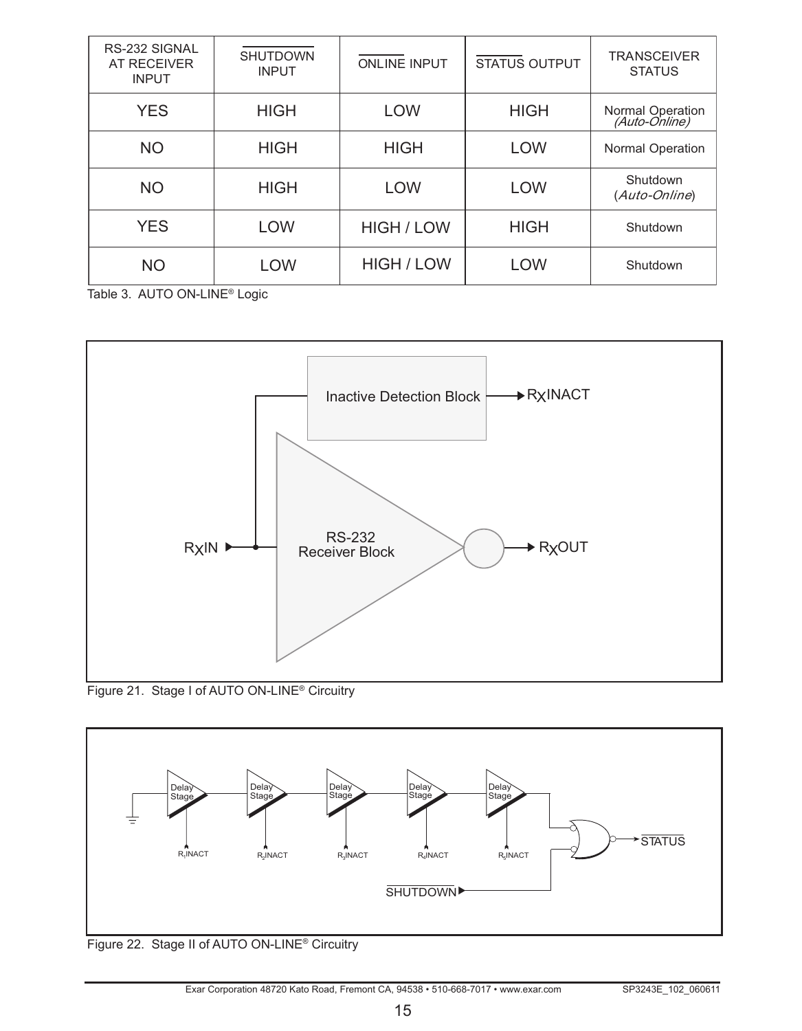| RS-232 SIGNAL AT RECEIVER INPUT | $\overline{\text{SHUTDOWN}}$ INPUT | $\overline{\text{ONLINE}}$ INPUT | $\overline{\text{STATUS}}$ OUTPUT | TRANSCEIVER STATUS |
|---|---|---|---|---|
| YES | HIGH | LOW | HIGH | Normal Operation *(Auto-Online)* |
| NO | HIGH | HIGH | LOW | Normal Operation |
| NO | HIGH | LOW | LOW | Shutdown (*Auto-Online*) |
| YES | LOW | HIGH / LOW | HIGH | Shutdown |
| NO | LOW | HIGH / LOW | LOW | Shutdown |

Table 3. AUTO ON-LINE® Logic

Inactive Detection Block

RXINACT

RXIN

RS-232 Receiver Block

RXOUT

Figure 21. Stage I of AUTO ON-LINE® Circuitry

Delay Stage

Delay Stage

Delay Stage

Delay Stage

Delay Stage

$R_1$INACT

$R_2$INACT

$R_3$INACT

$R_4$INACT

$R_5$INACT

$\overline{\text{STATUS}}$

$\overline{\text{SHUTDOWN}}$

Figure 22. Stage II of AUTO ON-LINE® Circuitry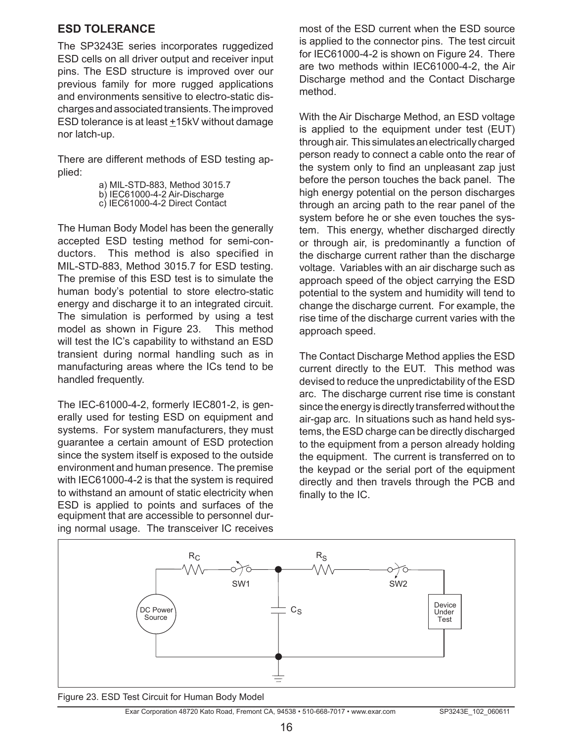## ESD TOLERANCE

The SP3243E series incorporates ruggedized ESD cells on all driver output and receiver input pins. The ESD structure is improved over our previous family for more rugged applications and environments sensitive to electro-static discharges and associated transients. The improved ESD tolerance is at least ±15kV without damage nor latch-up.

There are different methods of ESD testing applied:

a) MIL-STD-883, Method 3015.7
b) IEC61000-4-2 Air-Discharge
c) IEC61000-4-2 Direct Contact

The Human Body Model has been the generally accepted ESD testing method for semi-conductors. This method is also specified in MIL-STD-883, Method 3015.7 for ESD testing. The premise of this ESD test is to simulate the human body's potential to store electro-static energy and discharge it to an integrated circuit. The simulation is performed by using a test model as shown in Figure 23. This method will test the IC's capability to withstand an ESD transient during normal handling such as in manufacturing areas where the ICs tend to be handled frequently.

The IEC-61000-4-2, formerly IEC801-2, is generally used for testing ESD on equipment and systems. For system manufacturers, they must guarantee a certain amount of ESD protection since the system itself is exposed to the outside environment and human presence. The premise with IEC61000-4-2 is that the system is required to withstand an amount of static electricity when ESD is applied to points and surfaces of the equipment that are accessible to personnel during normal usage. The transceiver IC receives most of the ESD current when the ESD source is applied to the connector pins. The test circuit for IEC61000-4-2 is shown on Figure 24. There are two methods within IEC61000-4-2, the Air Discharge method and the Contact Discharge method.

With the Air Discharge Method, an ESD voltage is applied to the equipment under test (EUT) through air. This simulates an electrically charged person ready to connect a cable onto the rear of the system only to find an unpleasant zap just before the person touches the back panel. The high energy potential on the person discharges through an arcing path to the rear panel of the system before he or she even touches the system. This energy, whether discharged directly or through air, is predominantly a function of the discharge current rather than the discharge voltage. Variables with an air discharge such as approach speed of the object carrying the ESD potential to the system and humidity will tend to change the discharge current. For example, the rise time of the discharge current varies with the approach speed.

The Contact Discharge Method applies the ESD current directly to the EUT. This method was devised to reduce the unpredictability of the ESD arc. The discharge current rise time is constant since the energy is directly transferred without the air-gap arc. In situations such as hand held systems, the ESD charge can be directly discharged to the equipment from a person already holding the equipment. The current is transferred on to the keypad or the serial port of the equipment directly and then travels through the PCB and finally to the IC.

$R_C$ SW1 $R_S$ SW2 DC Power Source $C_S$ Device Under Test

Figure 23. ESD Test Circuit for Human Body Model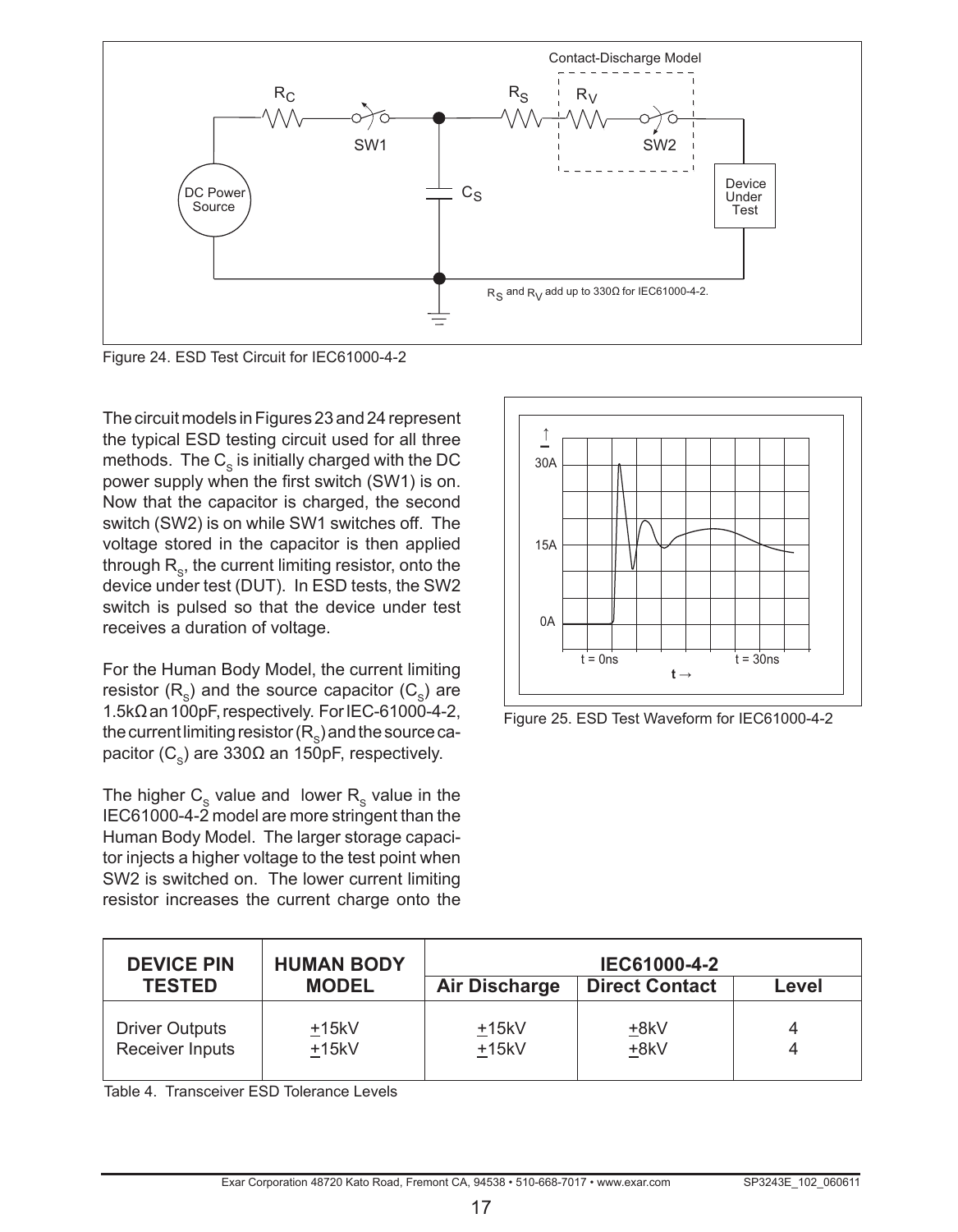Figure 24. ESD Test Circuit for IEC61000-4-2

The circuit models in Figures 23 and 24 represent the typical ESD testing circuit used for all three methods. The $C_S$ is initially charged with the DC power supply when the first switch (SW1) is on. Now that the capacitor is charged, the second switch (SW2) is on while SW1 switches off. The voltage stored in the capacitor is then applied through $R_S$, the current limiting resistor, onto the device under test (DUT). In ESD tests, the SW2 switch is pulsed so that the device under test receives a duration of voltage.

For the Human Body Model, the current limiting resistor ($R_S$) and the source capacitor ($C_S$) are 1.5kΩ an 100pF, respectively. For IEC-61000-4-2, the current limiting resistor ($R_S$) and the source capacitor ($C_S$) are 330Ω an 150pF, respectively.

The higher $C_S$ value and lower $R_S$ value in the IEC61000-4-2 model are more stringent than the Human Body Model. The larger storage capacitor injects a higher voltage to the test point when SW2 is switched on. The lower current limiting resistor increases the current charge onto the

Figure 25. ESD Test Waveform for IEC61000-4-2

| DEVICE PIN TESTED | HUMAN BODY MODEL | IEC61000-4-2 | | |
|---|---|---|---|---|
| | | Air Discharge | Direct Contact | Level |
| Driver Outputs | ±15kV | ±15kV | ±8kV | 4 |
| Receiver Inputs | ±15kV | ±15kV | ±8kV | 4 |

Table 4. Transceiver ESD Tolerance Levels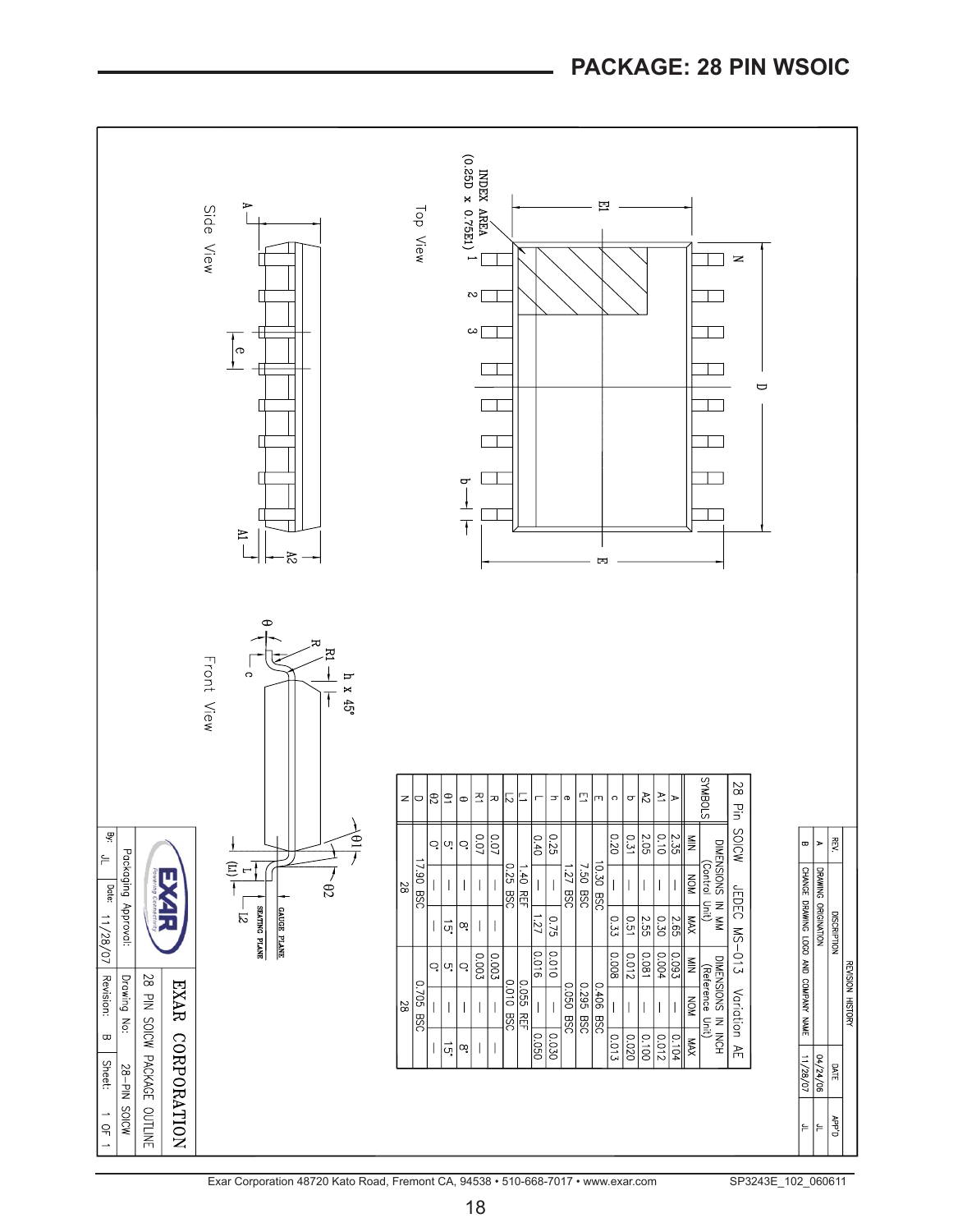## PACKAGE: 28 PIN WSOIC

Top View

INDEX AREA (0.25D x 0.75E1)

Side View

Front View

GAUGE PLANE

SEATING PLANE

28 Pin SOICW JEDEC MS-013 Variation AE

| SYMBOLS | DIMENSIONS IN MM (Control Unit) | | | DIMENSIONS IN INCH (Reference Unit) | | |
|---|---|---|---|---|---|---|
| | MIN | NOM | MAX | MIN | NOM | MAX |
| A | 2.35 | — | 2.65 | 0.093 | — | 0.104 |
| A1 | 0.10 | — | 0.30 | 0.004 | — | 0.012 |
| A2 | 2.05 | — | 2.55 | 0.081 | — | 0.100 |
| b | 0.31 | — | 0.51 | 0.012 | — | 0.020 |
| c | 0.20 | — | 0.33 | 0.008 | — | 0.013 |
| E | | 10.30 BSC | | | 0.406 BSC | |
| E1 | | 7.50 BSC | | | 0.295 BSC | |
| e | | 1.27 BSC | | | 0.050 BSC | |
| h | 0.25 | — | 0.75 | 0.010 | — | 0.030 |
| L | 0.40 | — | 1.27 | 0.016 | — | 0.050 |
| L1 | | 1.40 REF | | | 0.055 REF | |
| L2 | | 0.25 BSC | | | 0.010 BSC | |
| R | 0.07 | — | — | 0.003 | — | — |
| R1 | 0.07 | — | — | 0.003 | — | — |
| θ | 0° | — | 8° | 0° | — | 8° |
| θ1 | 5° | — | 15° | 5° | — | 15° |
| θ2 | 0° | — | — | 0° | — | — |
| D | | 17.90 BSC | | | 0.705 BSC | |
| N | | 28 | | | 28 | |

REVISION HISTORY

| REV. | DESCRIPTION | DATE | APP'D |
|---|---|---|---|
| A | DRAWING ORIGINATION | 04/24/06 | JL |
| B | CHANGE DRAWING LOGO AND COMPANY NAME | 11/28/07 | JL |

EXAR CORPORATION

28 PIN SOICW PACKAGE OUTLINE

| Packaging Approval: | Drawing No: 28-PIN SOICW |
|---|---|
| By: JL Date: 11/28/07 | Revision: B Sheet: 1 OF 1 |

Exar Corporation 48720 Kato Road, Fremont CA, 94538 • 510-668-7017 • www.exar.com SP3243E_102_060611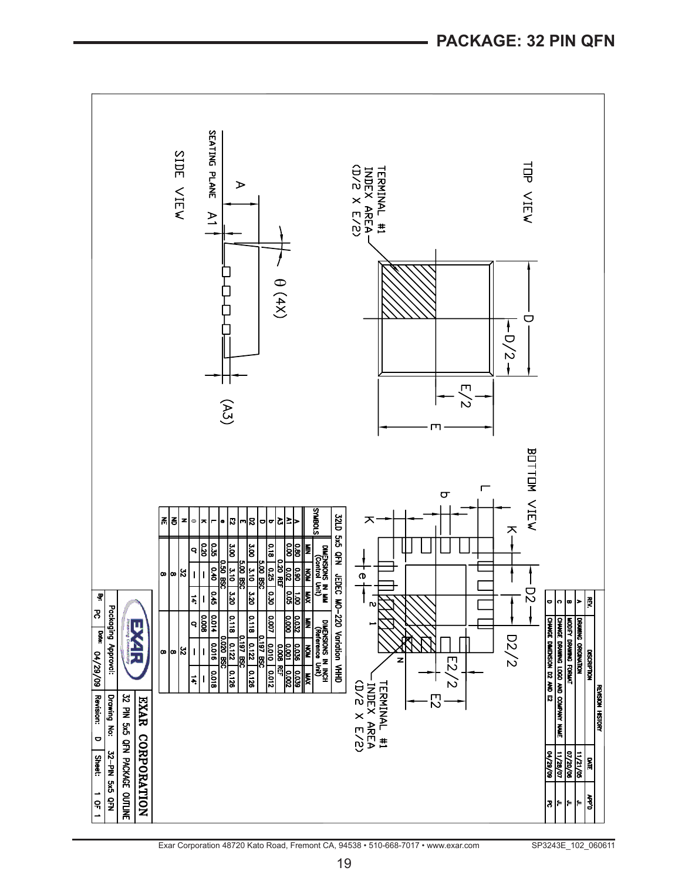## PACKAGE: 32 PIN QFN

TOP VIEW

TERMINAL #1 INDEX AREA (D/2 X E/2)

SIDE VIEW

SEATING PLANE

BOTTOM VIEW

TERMINAL #1 INDEX AREA (D/2 X E/2)

**32LD 5x5 QFN JEDEC MO-220 Variation VHHD**

| SYMBOLS | DIMENSIONS IN MM (Control Unit) | | | DIMENSIONS IN INCH (Reference Unit) | | |
|---|---|---|---|---|---|---|
| | MIN | NOM | MAX | MIN | NOM | MAX |
| A | 0.80 | 0.90 | 1.00 | 0.032 | 0.036 | 0.039 |
| A1 | 0.00 | 0.02 | 0.05 | 0.000 | 0.001 | 0.002 |
| A3 | | 0.20 REF | | | 0.008 REF | |
| b | 0.18 | 0.25 | 0.30 | 0.007 | 0.010 | 0.012 |
| D | | 5.00 BSC | | | 0.197 BSC | |
| D2 | 3.00 | 3.10 | 3.20 | 0.118 | 0.122 | 0.126 |
| E | | 5.00 BSC | | | 0.197 BSC | |
| E2 | 3.00 | 3.10 | 3.20 | 0.118 | 0.122 | 0.126 |
| e | | 0.50 BSC | | | 0.020 BSC | |
| L | 0.35 | 0.40 | 0.45 | 0.014 | 0.016 | 0.018 |
| K | 0.20 | - | - | 0.008 | - | - |
| θ | 0° | - | 14° | 0° | - | 14° |
| N | | 32 | | | 32 | |
| ND | | 8 | | | 8 | |
| NE | | 8 | | | 8 | |

**REVISION HISTORY**

| REV. | DESCRIPTION | DATE | APP'D |
|---|---|---|---|
| A | DRAWING ORIGINATION | 11/21/05 | JL |
| B | MODIFY DRAWING FORMAT | 07/20/06 | JL |
| C | CHANGE DRAWING LOGO AND COMPANY NAME | 11/28/07 | JL |
| D | CHANGE DIMENSION D2 AND E2 | 04/29/09 | PC |

EXAR CORPORATION

32 PIN 5x5 QFN PACKAGE OUTLINE

Packaging Approval: | Drawing No: 32-PIN 5x5 QFN

By: PC | Date: 04/29/09 | Revision: D | Sheet: 1 OF 1

Exar Corporation 48720 Kato Road, Fremont CA, 94538 • 510-668-7017 • www.exar.com SP3243E_102_060611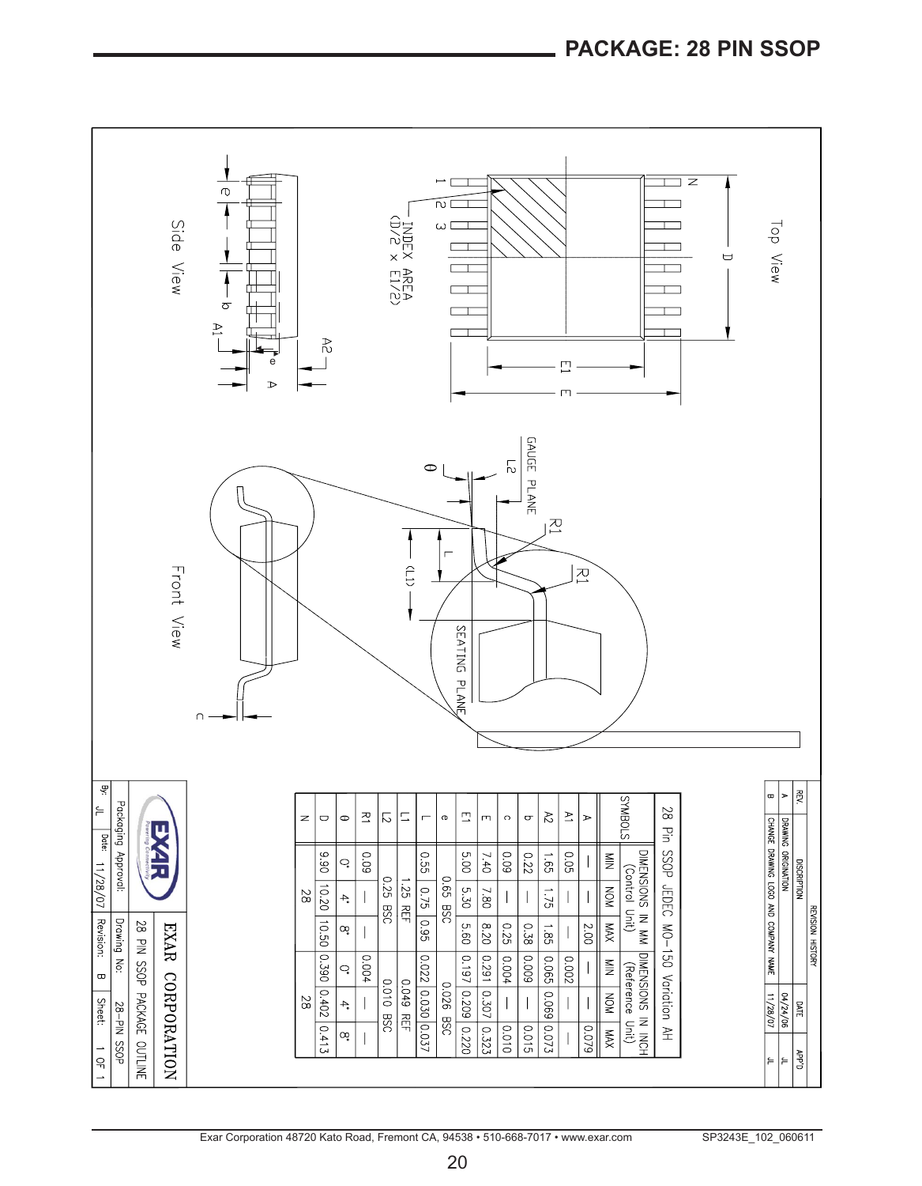# PACKAGE: 28 PIN SSOP

Top View

Side View

Front View

INDEX AREA (D/2 x E1/2)

GAUGE PLANE

SEATING PLANE

**28 Pin SSOP JEDEC MO-150 Variation AH**

| SYMBOLS | DIMENSIONS IN MM (Control Unit) | | | DIMENSIONS IN INCH (Reference Unit) | | |
|---|---|---|---|---|---|---|
| | MIN | NOM | MAX | MIN | NOM | MAX |
| A | — | — | 2.00 | — | — | 0.079 |
| A1 | 0.05 | — | — | 0.002 | — | — |
| A2 | 1.65 | 1.75 | 1.85 | 0.065 | 0.069 | 0.073 |
| b | 0.22 | — | 0.38 | 0.009 | — | 0.015 |
| c | 0.09 | — | 0.25 | 0.004 | — | 0.010 |
| E | 7.40 | 7.80 | 8.20 | 0.291 | 0.307 | 0.323 |
| E1 | 5.00 | 5.30 | 5.60 | 0.197 | 0.209 | 0.220 |
| e | 0.65 BSC | | | 0.026 BSC | | |
| L | 0.55 | 0.75 | 0.95 | 0.022 | 0.030 | 0.037 |
| L1 | 1.25 REF | | | 0.049 REF | | |
| L2 | 0.25 BSC | | | 0.010 BSC | | |
| R1 | 0.09 | — | — | 0.004 | — | — |
| θ | 0° | 4° | 8° | 0° | 4° | 8° |
| D | 9.90 | 10.20 | 10.50 | 0.390 | 0.402 | 0.413 |
| N | 28 | | | 28 | | |

**REVISION HISTORY**

| REV. | DISCRIPTION | DATE | APP'D |
|---|---|---|---|
| A | DRAWING ORIGINATION | 04/24/06 | JL |
| B | CHANGE DRAWING LOGO AND COMPANY NAME | 11/28/07 | JL |

EXAR CORPORATION

28 PIN SSOP PACKAGE OUTLINE

| Packaging Approval: | | Drawing No: | 28-PIN SSOP |
|---|---|---|---|
| By: JL | Date: 11/28/07 | Revision: B | Sheet: 1 OF 1 |

Exar Corporation 48720 Kato Road, Fremont CA, 94538 • 510-668-7017 • www.exar.com SP3243E_102_060611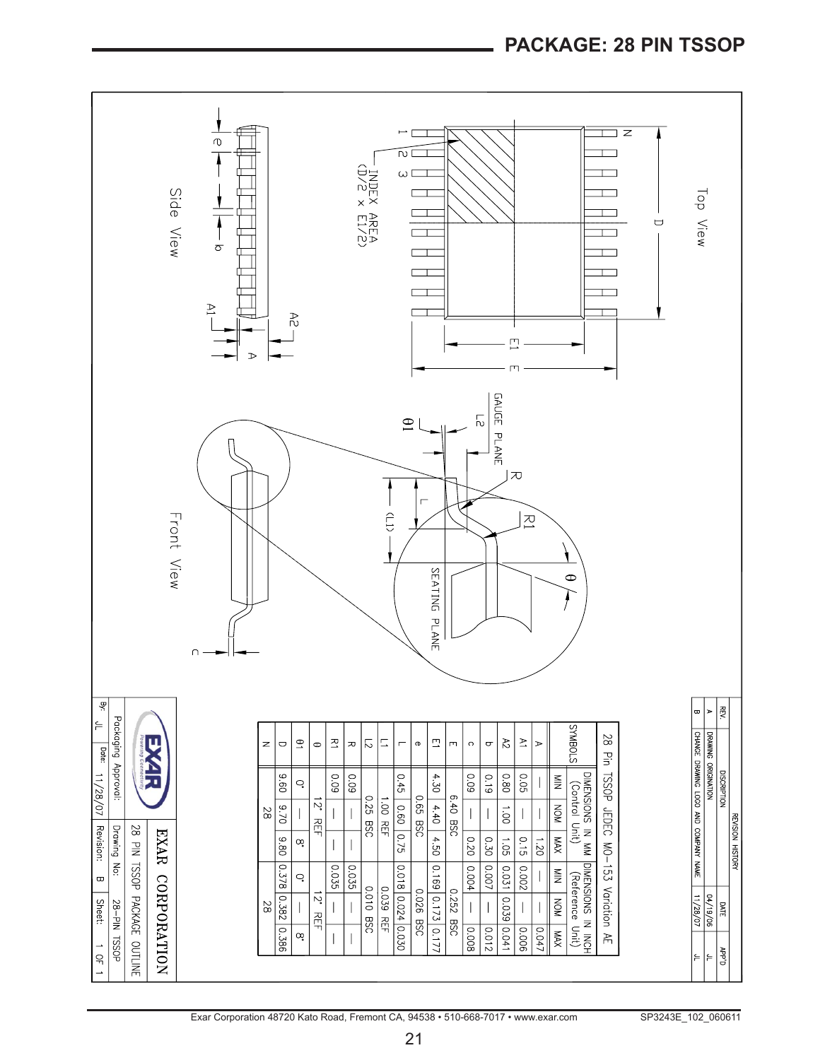## PACKAGE: 28 PIN TSSOP

Top View

Side View

Front View

INDEX AREA (D/2 x E1/2)

GAUGE PLANE

SEATING PLANE

**28 Pin TSSOP JEDEC MO-153 Variation AE**

| SYMBOLS | DIMENSIONS IN MM (Control Unit) | | | DIMENSIONS IN INCH (Reference Unit) | | |
|---|---|---|---|---|---|---|
| | MIN | NOM | MAX | MIN | NOM | MAX |
| A | — | — | 1.20 | — | — | 0.047 |
| A1 | 0.05 | — | 0.15 | 0.002 | — | 0.006 |
| A2 | 0.80 | 1.00 | 1.05 | 0.031 | 0.039 | 0.041 |
| b | 0.19 | — | 0.30 | 0.007 | — | 0.012 |
| c | 0.09 | — | 0.20 | 0.004 | — | 0.008 |
| E | | 6.40 BSC | | | 0.252 BSC | |
| E1 | 4.30 | 4.40 | 4.50 | 0.169 | 0.173 | 0.177 |
| e | | 0.65 BSC | | | 0.026 BSC | |
| L | 0.45 | 0.60 | 0.75 | 0.018 | 0.024 | 0.030 |
| L1 | | 1.00 REF | | | 0.039 REF | |
| L2 | | 0.25 BSC | | | 0.010 BSC | |
| R | 0.09 | — | — | 0.035 | — | — |
| R1 | 0.09 | — | — | 0.035 | — | — |
| θ | | 12° REF | | | 12° REF | |
| θ1 | 0° | — | 8° | 0° | — | 8° |
| D | 9.60 | 9.70 | 9.80 | 0.378 | 0.382 | 0.386 |
| N | | 28 | | | 28 | |

**REVISION HISTORY**

| REV. | DISCRIPTION | DATE | APP'D |
|---|---|---|---|
| A | DRAWING ORIGINATION | 04/19/06 | |
| B | CHANGE DRAWING LOGO AND COMPANY NAME | 11/28/07 | JL |

EXAR CORPORATION

Packaging Approval: 28 PIN TSSOP PACKAGE OUTLINE

Drawing No: 28-PIN TSSOP

By: JL Date: 11/28/07 Revision: B Sheet: 1 OF 1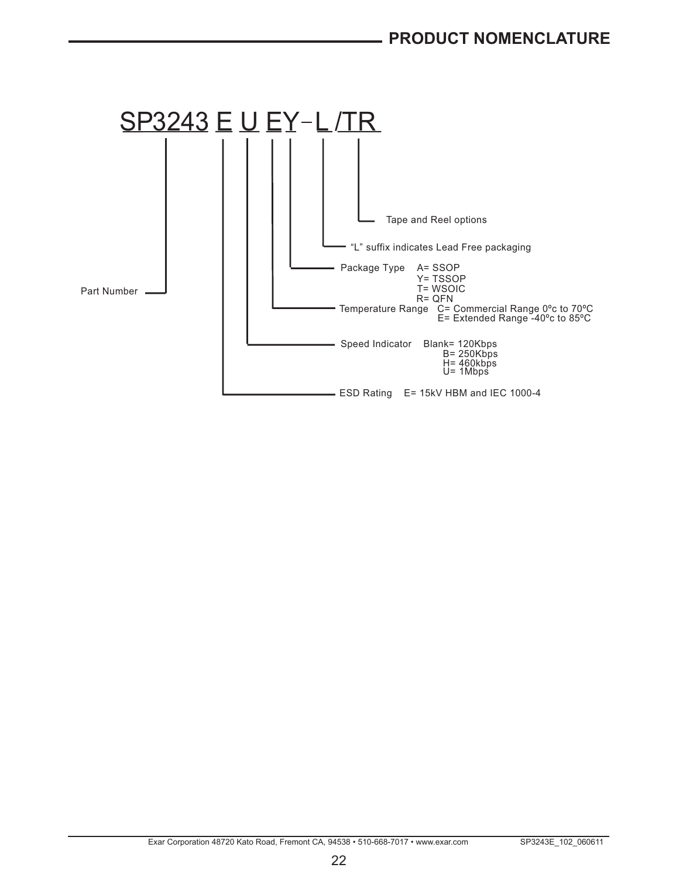## PRODUCT NOMENCLATURE

SP3243 E U EY-L /TR

- **Part Number**: SP3243
- **ESD Rating**: E= 15kV HBM and IEC 1000-4
- **Speed Indicator**: Blank= 120Kbps, B= 250Kbps, H= 460kbps, U= 1Mbps
- **Temperature Range**: C= Commercial Range 0ºc to 70ºC, E= Extended Range -40ºc to 85ºC
- **Package Type**: A= SSOP, Y= TSSOP, T= WSOIC, R= QFN
- **"L" suffix indicates Lead Free packaging**
- **Tape and Reel options**

Exar Corporation 48720 Kato Road, Fremont CA, 94538 • 510-668-7017 • www.exar.com SP3243E_102_060611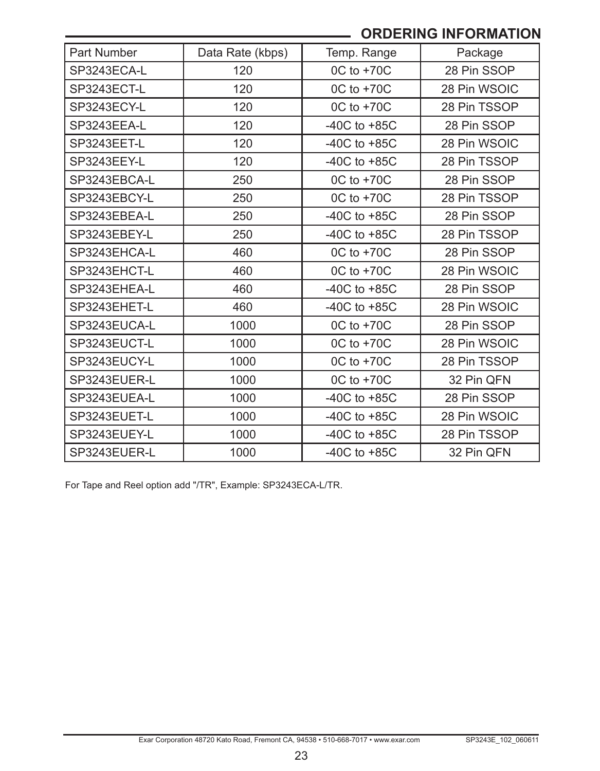## ORDERING INFORMATION

| Part Number | Data Rate (kbps) | Temp. Range | Package |
|---|---|---|---|
| SP3243ECA-L | 120 | 0C to +70C | 28 Pin SSOP |
| SP3243ECT-L | 120 | 0C to +70C | 28 Pin WSOIC |
| SP3243ECY-L | 120 | 0C to +70C | 28 Pin TSSOP |
| SP3243EEA-L | 120 | -40C to +85C | 28 Pin SSOP |
| SP3243EET-L | 120 | -40C to +85C | 28 Pin WSOIC |
| SP3243EEY-L | 120 | -40C to +85C | 28 Pin TSSOP |
| SP3243EBCA-L | 250 | 0C to +70C | 28 Pin SSOP |
| SP3243EBCY-L | 250 | 0C to +70C | 28 Pin TSSOP |
| SP3243EBEA-L | 250 | -40C to +85C | 28 Pin SSOP |
| SP3243EBEY-L | 250 | -40C to +85C | 28 Pin TSSOP |
| SP3243EHCA-L | 460 | 0C to +70C | 28 Pin SSOP |
| SP3243EHCT-L | 460 | 0C to +70C | 28 Pin WSOIC |
| SP3243EHEA-L | 460 | -40C to +85C | 28 Pin SSOP |
| SP3243EHET-L | 460 | -40C to +85C | 28 Pin WSOIC |
| SP3243EUCA-L | 1000 | 0C to +70C | 28 Pin SSOP |
| SP3243EUCT-L | 1000 | 0C to +70C | 28 Pin WSOIC |
| SP3243EUCY-L | 1000 | 0C to +70C | 28 Pin TSSOP |
| SP3243EUER-L | 1000 | 0C to +70C | 32 Pin QFN |
| SP3243EUEA-L | 1000 | -40C to +85C | 28 Pin SSOP |
| SP3243EUET-L | 1000 | -40C to +85C | 28 Pin WSOIC |
| SP3243EUEY-L | 1000 | -40C to +85C | 28 Pin TSSOP |
| SP3243EUER-L | 1000 | -40C to +85C | 32 Pin QFN |

For Tape and Reel option add "/TR", Example: SP3243ECA-L/TR.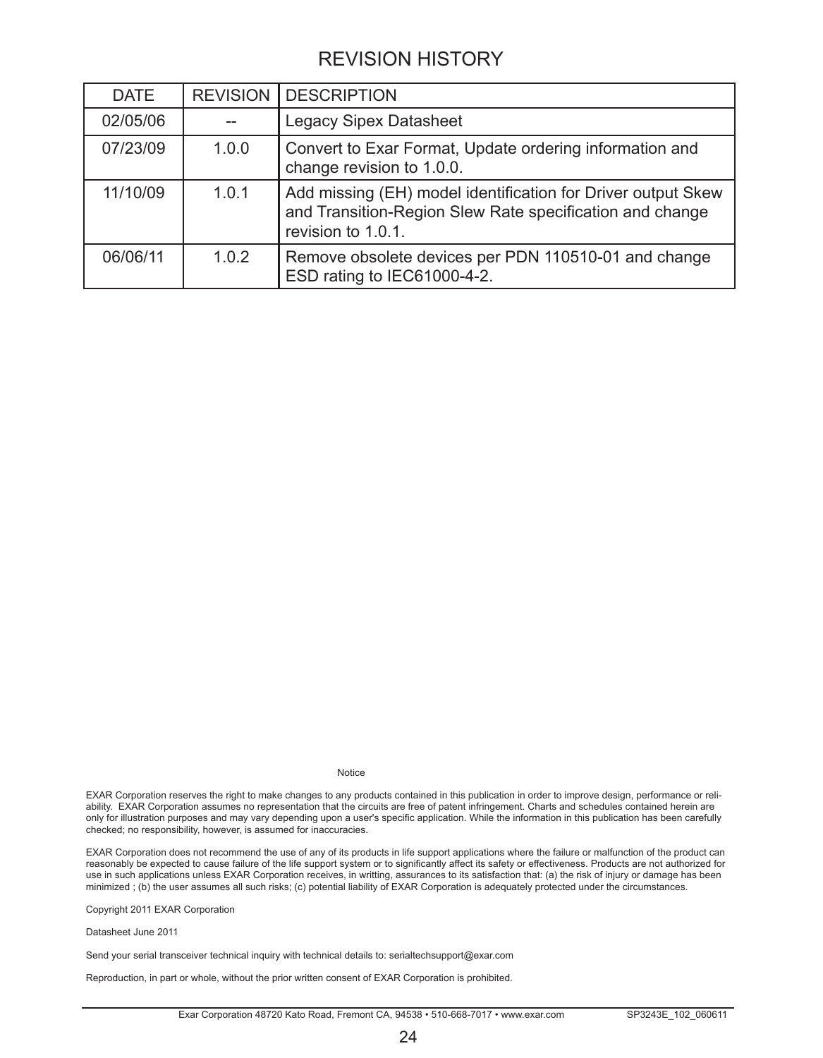# REVISION HISTORY

| DATE | REVISION | DESCRIPTION |
|---|---|---|
| 02/05/06 | -- | Legacy Sipex Datasheet |
| 07/23/09 | 1.0.0 | Convert to Exar Format, Update ordering information and change revision to 1.0.0. |
| 11/10/09 | 1.0.1 | Add missing (EH) model identification for Driver output Skew and Transition-Region Slew Rate specification and change revision to 1.0.1. |
| 06/06/11 | 1.0.2 | Remove obsolete devices per PDN 110510-01 and change ESD rating to IEC61000-4-2. |

Notice

EXAR Corporation reserves the right to make changes to any products contained in this publication in order to improve design, performance or reliability. EXAR Corporation assumes no representation that the circuits are free of patent infringement. Charts and schedules contained herein are only for illustration purposes and may vary depending upon a user's specific application. While the information in this publication has been carefully checked; no responsibility, however, is assumed for inaccuracies.

EXAR Corporation does not recommend the use of any of its products in life support applications where the failure or malfunction of the product can reasonably be expected to cause failure of the life support system or to significantly affect its safety or effectiveness. Products are not authorized for use in such applications unless EXAR Corporation receives, in writting, assurances to its satisfaction that: (a) the risk of injury or damage has been minimized ; (b) the user assumes all such risks; (c) potential liability of EXAR Corporation is adequately protected under the circumstances.

Copyright 2011 EXAR Corporation

Datasheet June 2011

Send your serial transceiver technical inquiry with technical details to: serialtechsupport@exar.com

Reproduction, in part or whole, without the prior written consent of EXAR Corporation is prohibited.

Exar Corporation 48720 Kato Road, Fremont CA, 94538 • 510-668-7017 • www.exar.com SP3243E_102_060611